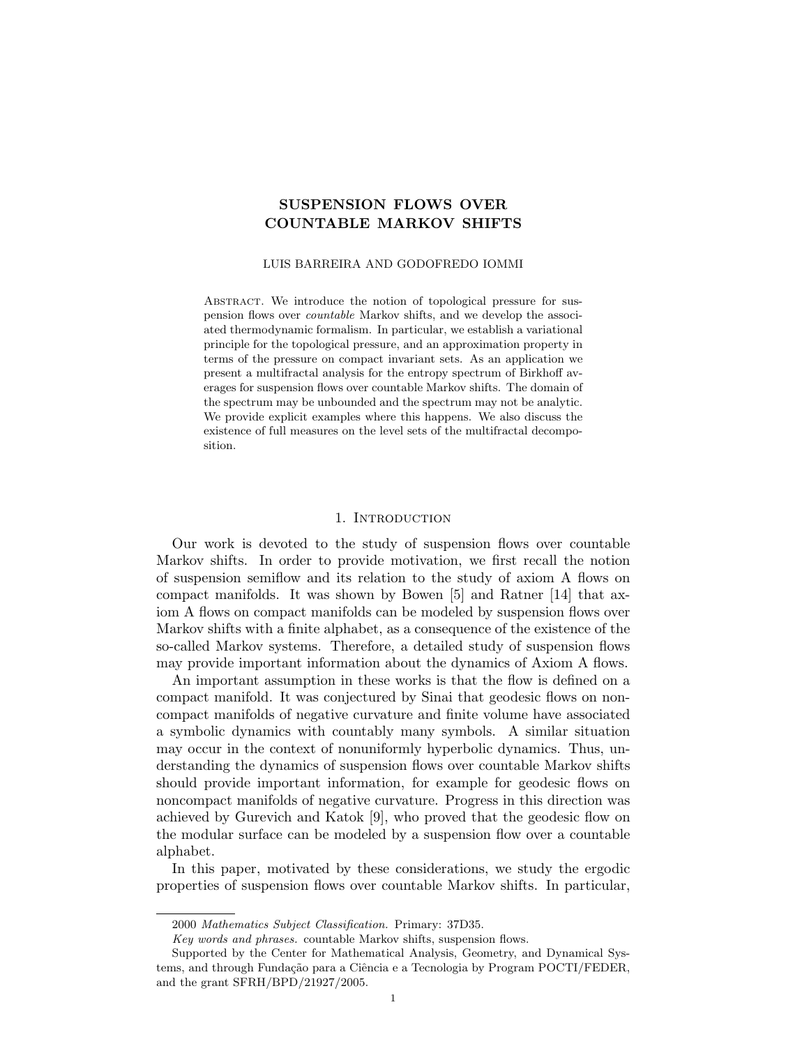# SUSPENSION FLOWS OVER COUNTABLE MARKOV SHIFTS

LUIS BARREIRA AND GODOFREDO IOMMI

Abstract. We introduce the notion of topological pressure for suspension flows over *countable* Markov shifts, and we develop the associated thermodynamic formalism. In particular, we establish a variational principle for the topological pressure, and an approximation property in terms of the pressure on compact invariant sets. As an application we present a multifractal analysis for the entropy spectrum of Birkhoff averages for suspension flows over countable Markov shifts. The domain of the spectrum may be unbounded and the spectrum may not be analytic. We provide explicit examples where this happens. We also discuss the existence of full measures on the level sets of the multifractal decomposition.

## 1. Introduction

Our work is devoted to the study of suspension flows over countable Markov shifts. In order to provide motivation, we first recall the notion of suspension semiflow and its relation to the study of axiom A flows on compact manifolds. It was shown by Bowen [5] and Ratner [14] that axiom A flows on compact manifolds can be modeled by suspension flows over Markov shifts with a finite alphabet, as a consequence of the existence of the so-called Markov systems. Therefore, a detailed study of suspension flows may provide important information about the dynamics of Axiom A flows.

An important assumption in these works is that the flow is defined on a compact manifold. It was conjectured by Sinai that geodesic flows on non-compact manifolds of negative curvature and finite volume have associated a symbolic dynamics with countably many symbols. A similar situation may occur in the context of nonuniformly hyperbolic dynamics. Thus, understanding the dynamics of suspension flows over countable Markov shifts should provide important information, for example for geodesic flows on noncompact manifolds of negative curvature. Progress in this direction was achieved by Gurevich and Katok [9], who proved that the geodesic flow on the modular surface can be modeled by a suspension flow over a countable alphabet.

In this paper, motivated by these considerations, we study the ergodic properties of suspension flows over countable Markov shifts. In particular,

---

2000 *Mathematics Subject Classification.* Primary: 37D35.

*Key words and phrases.* countable Markov shifts, suspension flows.

Supported by the Center for Mathematical Analysis, Geometry, and Dynamical Systems, and through Fundação para a Ciência e a Tecnologia by Program POCTI/FEDER, and the grant SFRH/BPD/21927/2005.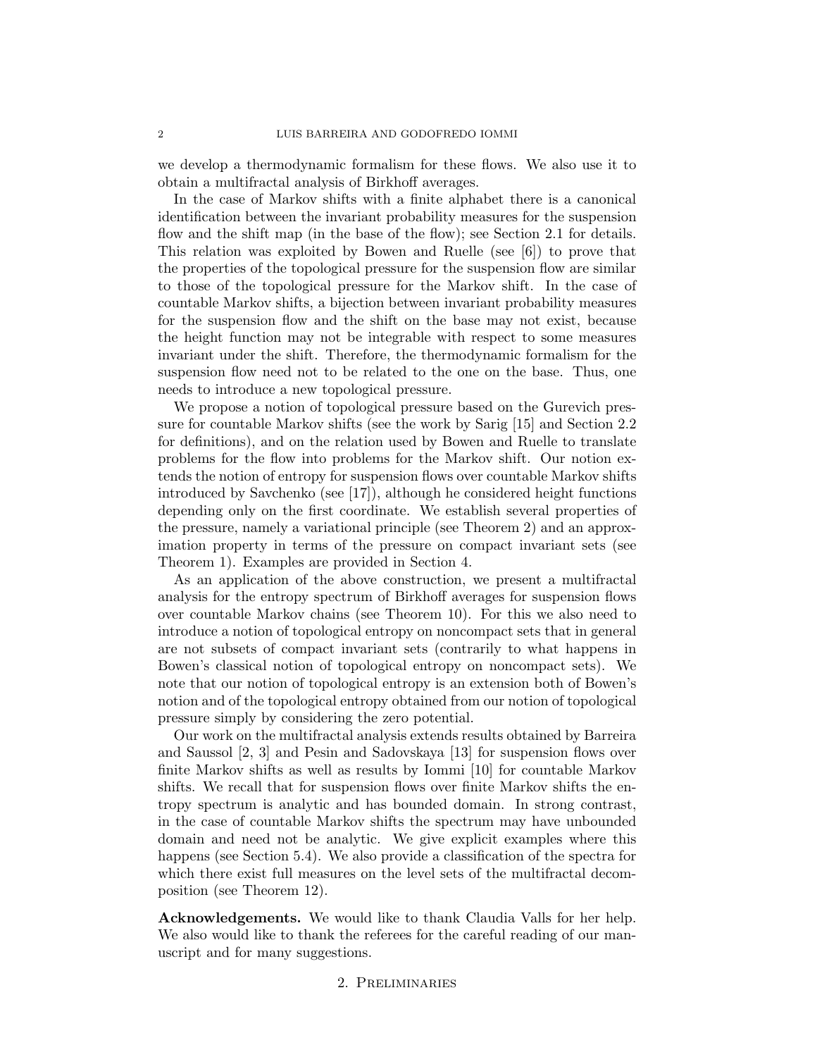we develop a thermodynamic formalism for these flows. We also use it to obtain a multifractal analysis of Birkhoff averages.

In the case of Markov shifts with a finite alphabet there is a canonical identification between the invariant probability measures for the suspension flow and the shift map (in the base of the flow); see Section 2.1 for details. This relation was exploited by Bowen and Ruelle (see [6]) to prove that the properties of the topological pressure for the suspension flow are similar to those of the topological pressure for the Markov shift. In the case of countable Markov shifts, a bijection between invariant probability measures for the suspension flow and the shift on the base may not exist, because the height function may not be integrable with respect to some measures invariant under the shift. Therefore, the thermodynamic formalism for the suspension flow need not to be related to the one on the base. Thus, one needs to introduce a new topological pressure.

We propose a notion of topological pressure based on the Gurevich pressure for countable Markov shifts (see the work by Sarig [15] and Section 2.2 for definitions), and on the relation used by Bowen and Ruelle to translate problems for the flow into problems for the Markov shift. Our notion extends the notion of entropy for suspension flows over countable Markov shifts introduced by Savchenko (see [17]), although he considered height functions depending only on the first coordinate. We establish several properties of the pressure, namely a variational principle (see Theorem 2) and an approximation property in terms of the pressure on compact invariant sets (see Theorem 1). Examples are provided in Section 4.

As an application of the above construction, we present a multifractal analysis for the entropy spectrum of Birkhoff averages for suspension flows over countable Markov chains (see Theorem 10). For this we also need to introduce a notion of topological entropy on noncompact sets that in general are not subsets of compact invariant sets (contrarily to what happens in Bowen's classical notion of topological entropy on noncompact sets). We note that our notion of topological entropy is an extension both of Bowen's notion and of the topological entropy obtained from our notion of topological pressure simply by considering the zero potential.

Our work on the multifractal analysis extends results obtained by Barreira and Saussol [2, 3] and Pesin and Sadovskaya [13] for suspension flows over finite Markov shifts as well as results by Iommi [10] for countable Markov shifts. We recall that for suspension flows over finite Markov shifts the entropy spectrum is analytic and has bounded domain. In strong contrast, in the case of countable Markov shifts the spectrum may have unbounded domain and need not be analytic. We give explicit examples where this happens (see Section 5.4). We also provide a classification of the spectra for which there exist full measures on the level sets of the multifractal decomposition (see Theorem 12).

**Acknowledgements.** We would like to thank Claudia Valls for her help. We also would like to thank the referees for the careful reading of our manuscript and for many suggestions.

## 2. Preliminaries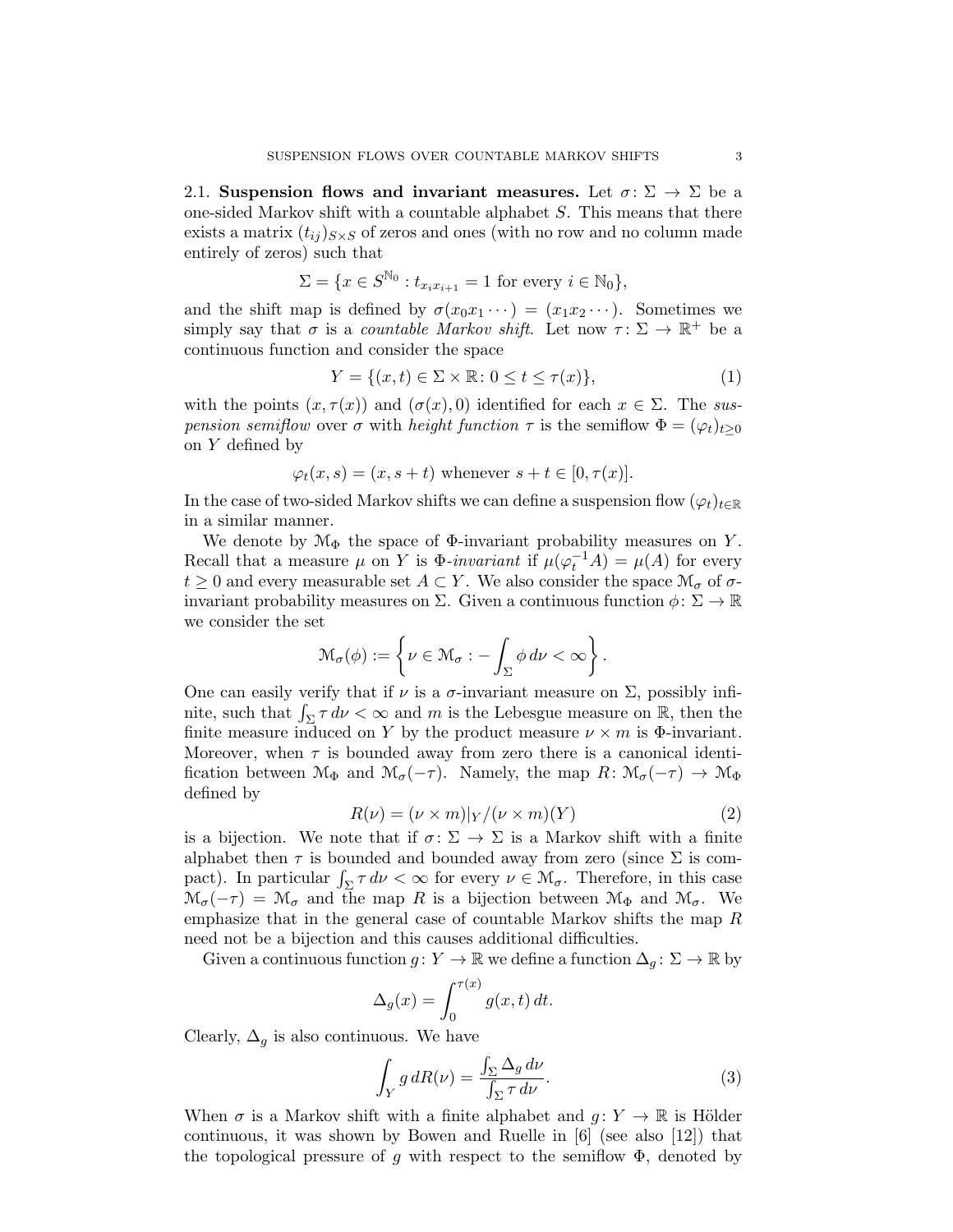2.1. **Suspension flows and invariant measures.** Let $\sigma\colon \Sigma \to \Sigma$ be a one-sided Markov shift with a countable alphabet $S$. This means that there exists a matrix $(t_{ij})_{S\times S}$ of zeros and ones (with no row and no column made entirely of zeros) such that

$$\Sigma = \{x \in S^{\mathbb{N}_0} : t_{x_i x_{i+1}} = 1 \text{ for every } i \in \mathbb{N}_0\},$$

and the shift map is defined by $\sigma(x_0 x_1 \cdots) = (x_1 x_2 \cdots)$. Sometimes we simply say that $\sigma$ is a *countable Markov shift*. Let now $\tau\colon \Sigma \to \mathbb{R}^+$ be a continuous function and consider the space

$$Y = \{(x,t) \in \Sigma \times \mathbb{R} \colon 0 \le t \le \tau(x)\}, \tag{1}$$

with the points $(x, \tau(x))$ and $(\sigma(x), 0)$ identified for each $x \in \Sigma$. The *suspension semiflow* over $\sigma$ with *height function* $\tau$ is the semiflow $\Phi = (\varphi_t)_{t\ge 0}$ on $Y$ defined by

$$\varphi_t(x,s) = (x, s+t) \text{ whenever } s+t \in [0, \tau(x)].$$

In the case of two-sided Markov shifts we can define a suspension flow $(\varphi_t)_{t\in\mathbb{R}}$ in a similar manner.

We denote by $\mathcal{M}_\Phi$ the space of $\Phi$-invariant probability measures on $Y$. Recall that a measure $\mu$ on $Y$ is $\Phi$-*invariant* if $\mu(\varphi_t^{-1}A) = \mu(A)$ for every $t \ge 0$ and every measurable set $A \subset Y$. We also consider the space $\mathcal{M}_\sigma$ of $\sigma$-invariant probability measures on $\Sigma$. Given a continuous function $\phi\colon \Sigma \to \mathbb{R}$ we consider the set

$$\mathcal{M}_\sigma(\phi) := \left\{ \nu \in \mathcal{M}_\sigma : -\int_\Sigma \phi \, d\nu < \infty \right\}.$$

One can easily verify that if $\nu$ is a $\sigma$-invariant measure on $\Sigma$, possibly infinite, such that $\int_\Sigma \tau \, d\nu < \infty$ and $m$ is the Lebesgue measure on $\mathbb{R}$, then the finite measure induced on $Y$ by the product measure $\nu \times m$ is $\Phi$-invariant. Moreover, when $\tau$ is bounded away from zero there is a canonical identification between $\mathcal{M}_\Phi$ and $\mathcal{M}_\sigma(-\tau)$. Namely, the map $R\colon \mathcal{M}_\sigma(-\tau) \to \mathcal{M}_\Phi$ defined by

$$R(\nu) = (\nu \times m)|_Y / (\nu \times m)(Y) \tag{2}$$

is a bijection. We note that if $\sigma\colon \Sigma \to \Sigma$ is a Markov shift with a finite alphabet then $\tau$ is bounded and bounded away from zero (since $\Sigma$ is compact). In particular $\int_\Sigma \tau \, d\nu < \infty$ for every $\nu \in \mathcal{M}_\sigma$. Therefore, in this case $\mathcal{M}_\sigma(-\tau) = \mathcal{M}_\sigma$ and the map $R$ is a bijection between $\mathcal{M}_\Phi$ and $\mathcal{M}_\sigma$. We emphasize that in the general case of countable Markov shifts the map $R$ need not be a bijection and this causes additional difficulties.

Given a continuous function $g\colon Y \to \mathbb{R}$ we define a function $\Delta_g\colon \Sigma \to \mathbb{R}$ by

$$\Delta_g(x) = \int_0^{\tau(x)} g(x,t)\, dt.$$

Clearly, $\Delta_g$ is also continuous. We have

$$\int_Y g \, dR(\nu) = \frac{\int_\Sigma \Delta_g \, d\nu}{\int_\Sigma \tau \, d\nu}. \tag{3}$$

When $\sigma$ is a Markov shift with a finite alphabet and $g\colon Y \to \mathbb{R}$ is Hölder continuous, it was shown by Bowen and Ruelle in [6] (see also [12]) that the topological pressure of $g$ with respect to the semiflow $\Phi$, denoted by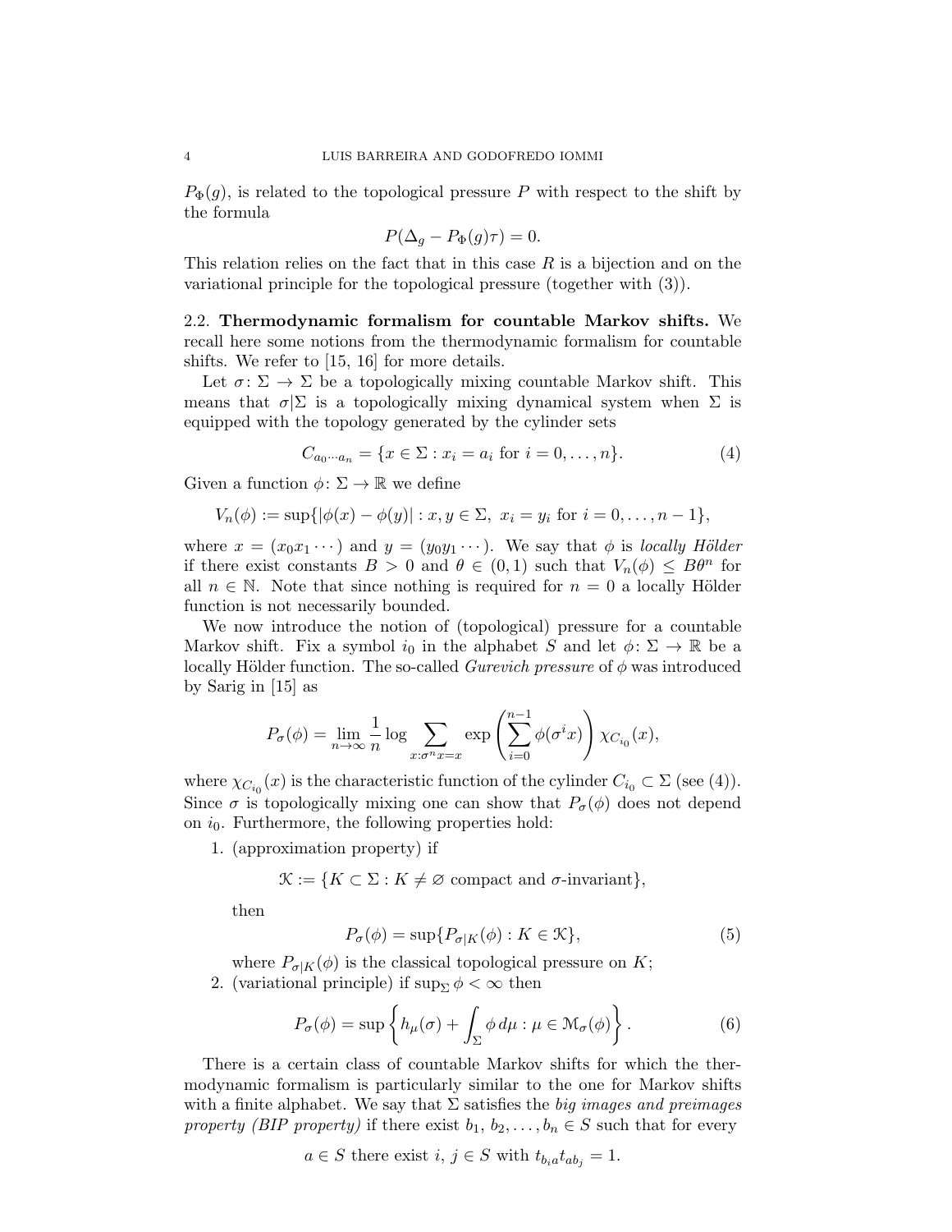$P_\Phi(g)$, is related to the topological pressure $P$ with respect to the shift by the formula

$$P(\Delta_g - P_\Phi(g)\tau) = 0.$$

This relation relies on the fact that in this case $R$ is a bijection and on the variational principle for the topological pressure (together with (3)).

### 2.2. Thermodynamic formalism for countable Markov shifts.

We recall here some notions from the thermodynamic formalism for countable shifts. We refer to [15, 16] for more details.

Let $\sigma\colon \Sigma \to \Sigma$ be a topologically mixing countable Markov shift. This means that $\sigma|\Sigma$ is a topologically mixing dynamical system when $\Sigma$ is equipped with the topology generated by the cylinder sets

$$C_{a_0\cdots a_n} = \{x \in \Sigma : x_i = a_i \text{ for } i = 0, \ldots, n\}. \tag{4}$$

Given a function $\phi\colon \Sigma \to \mathbb{R}$ we define

$$V_n(\phi) := \sup\{|\phi(x) - \phi(y)| : x, y \in \Sigma,\ x_i = y_i \text{ for } i = 0, \ldots, n-1\},$$

where $x = (x_0 x_1 \cdots)$ and $y = (y_0 y_1 \cdots)$. We say that $\phi$ is *locally Hölder* if there exist constants $B > 0$ and $\theta \in (0,1)$ such that $V_n(\phi) \leq B\theta^n$ for all $n \in \mathbb{N}$. Note that since nothing is required for $n = 0$ a locally Hölder function is not necessarily bounded.

We now introduce the notion of (topological) pressure for a countable Markov shift. Fix a symbol $i_0$ in the alphabet $S$ and let $\phi\colon \Sigma \to \mathbb{R}$ be a locally Hölder function. The so-called *Gurevich pressure* of $\phi$ was introduced by Sarig in [15] as

$$P_\sigma(\phi) = \lim_{n\to\infty} \frac{1}{n} \log \sum_{x : \sigma^n x = x} \exp\left(\sum_{i=0}^{n-1} \phi(\sigma^i x)\right) \chi_{C_{i_0}}(x),$$

where $\chi_{C_{i_0}}(x)$ is the characteristic function of the cylinder $C_{i_0} \subset \Sigma$ (see (4)). Since $\sigma$ is topologically mixing one can show that $P_\sigma(\phi)$ does not depend on $i_0$. Furthermore, the following properties hold:

1. (approximation property) if

$$\mathcal{K} := \{K \subset \Sigma : K \neq \varnothing \text{ compact and } \sigma\text{-invariant}\},$$

   then

$$P_\sigma(\phi) = \sup\{P_{\sigma|K}(\phi) : K \in \mathcal{K}\}, \tag{5}$$

   where $P_{\sigma|K}(\phi)$ is the classical topological pressure on $K$;

2. (variational principle) if $\sup_\Sigma \phi < \infty$ then

$$P_\sigma(\phi) = \sup\left\{h_\mu(\sigma) + \int_\Sigma \phi\, d\mu : \mu \in \mathcal{M}_\sigma(\phi)\right\}. \tag{6}$$

There is a certain class of countable Markov shifts for which the thermodynamic formalism is particularly similar to the one for Markov shifts with a finite alphabet. We say that $\Sigma$ satisfies the *big images and preimages property (BIP property)* if there exist $b_1, b_2, \ldots, b_n \in S$ such that for every

$$a \in S \text{ there exist } i, j \in S \text{ with } t_{b_i a} t_{a b_j} = 1.$$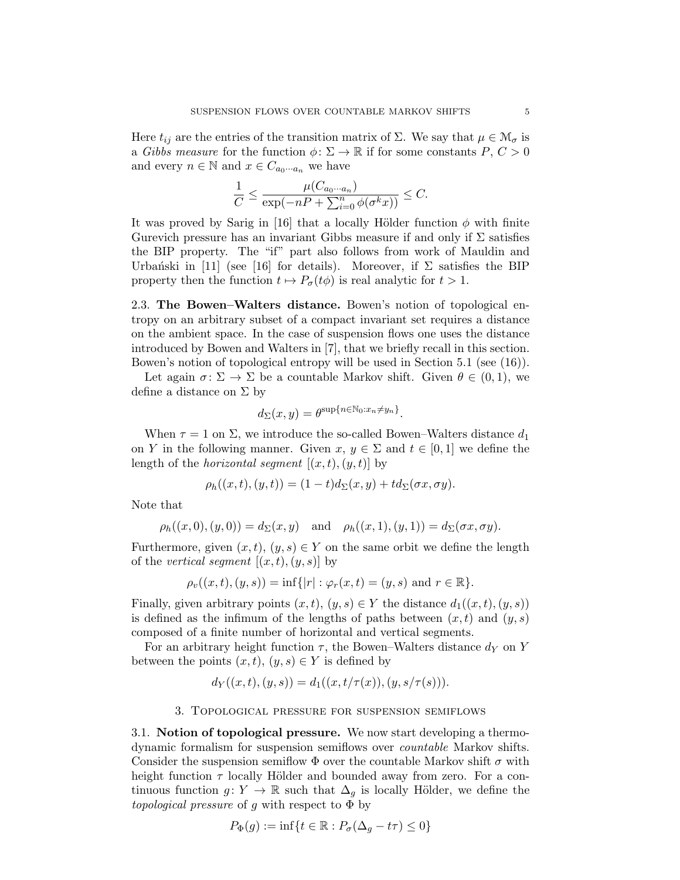Here $t_{ij}$ are the entries of the transition matrix of $\Sigma$. We say that $\mu \in \mathcal{M}_\sigma$ is a *Gibbs measure* for the function $\phi\colon \Sigma \to \mathbb{R}$ if for some constants $P$, $C > 0$ and every $n \in \mathbb{N}$ and $x \in C_{a_0 \cdots a_n}$ we have

$$\frac{1}{C} \le \frac{\mu(C_{a_0\cdots a_n})}{\exp(-nP + \sum_{i=0}^n \phi(\sigma^k x))} \le C.$$

It was proved by Sarig in [16] that a locally Hölder function $\phi$ with finite Gurevich pressure has an invariant Gibbs measure if and only if $\Sigma$ satisfies the BIP property. The "if" part also follows from work of Mauldin and Urbański in [11] (see [16] for details). Moreover, if $\Sigma$ satisfies the BIP property then the function $t \mapsto P_\sigma(t\phi)$ is real analytic for $t > 1$.

2.3. **The Bowen–Walters distance.** Bowen's notion of topological entropy on an arbitrary subset of a compact invariant set requires a distance on the ambient space. In the case of suspension flows one uses the distance introduced by Bowen and Walters in [7], that we briefly recall in this section. Bowen's notion of topological entropy will be used in Section 5.1 (see (16)).

Let again $\sigma\colon \Sigma \to \Sigma$ be a countable Markov shift. Given $\theta \in (0,1)$, we define a distance on $\Sigma$ by

$$d_\Sigma(x,y) = \theta^{\sup\{n \in \mathbb{N}_0 : x_n \neq y_n\}}.$$

When $\tau = 1$ on $\Sigma$, we introduce the so-called Bowen–Walters distance $d_1$ on $Y$ in the following manner. Given $x$, $y \in \Sigma$ and $t \in [0,1]$ we define the length of the *horizontal segment* $[(x,t),(y,t)]$ by

$$\rho_h((x,t),(y,t)) = (1-t)d_\Sigma(x,y) + td_\Sigma(\sigma x, \sigma y).$$

Note that

$$\rho_h((x,0),(y,0)) = d_\Sigma(x,y) \quad \text{and} \quad \rho_h((x,1),(y,1)) = d_\Sigma(\sigma x, \sigma y).$$

Furthermore, given $(x,t)$, $(y,s) \in Y$ on the same orbit we define the length of the *vertical segment* $[(x,t),(y,s)]$ by

$$\rho_v((x,t),(y,s)) = \inf\{|r| : \varphi_r(x,t) = (y,s) \text{ and } r \in \mathbb{R}\}.$$

Finally, given arbitrary points $(x,t)$, $(y,s) \in Y$ the distance $d_1((x,t),(y,s))$ is defined as the infimum of the lengths of paths between $(x,t)$ and $(y,s)$ composed of a finite number of horizontal and vertical segments.

For an arbitrary height function $\tau$, the Bowen–Walters distance $d_Y$ on $Y$ between the points $(x,t)$, $(y,s) \in Y$ is defined by

$$d_Y((x,t),(y,s)) = d_1((x,t/\tau(x)),(y,s/\tau(s))).$$

## 3. Topological pressure for suspension semiflows

3.1. **Notion of topological pressure.** We now start developing a thermodynamic formalism for suspension semiflows over *countable* Markov shifts. Consider the suspension semiflow $\Phi$ over the countable Markov shift $\sigma$ with height function $\tau$ locally Hölder and bounded away from zero. For a continuous function $g\colon Y \to \mathbb{R}$ such that $\Delta_g$ is locally Hölder, we define the *topological pressure* of $g$ with respect to $\Phi$ by

$$P_\Phi(g) := \inf\{t \in \mathbb{R} : P_\sigma(\Delta_g - t\tau) \le 0\}$$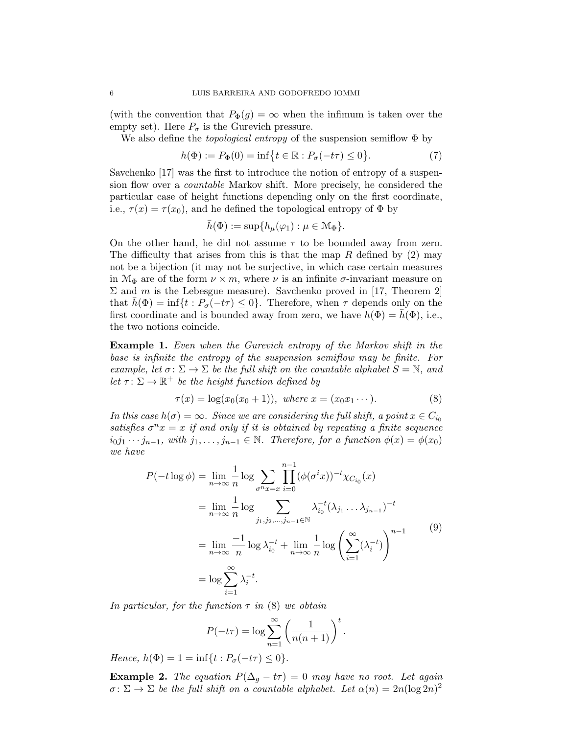(with the convention that $P_\Phi(g) = \infty$ when the infimum is taken over the empty set). Here $P_\sigma$ is the Gurevich pressure.

We also define the *topological entropy* of the suspension semiflow $\Phi$ by

$$h(\Phi) := P_\Phi(0) = \inf\{t \in \mathbb{R} : P_\sigma(-t\tau) \leq 0\}. \tag{7}$$

Savchenko [17] was the first to introduce the notion of entropy of a suspension flow over a *countable* Markov shift. More precisely, he considered the particular case of height functions depending only on the first coordinate, i.e., $\tau(x) = \tau(x_0)$, and he defined the topological entropy of $\Phi$ by

$$\bar{h}(\Phi) := \sup\{h_\mu(\varphi_1) : \mu \in \mathcal{M}_\Phi\}.$$

On the other hand, he did not assume $\tau$ to be bounded away from zero. The difficulty that arises from this is that the map $R$ defined by (2) may not be a bijection (it may not be surjective, in which case certain measures in $\mathcal{M}_\Phi$ are of the form $\nu \times m$, where $\nu$ is an infinite $\sigma$-invariant measure on $\Sigma$ and $m$ is the Lebesgue measure). Savchenko proved in [17, Theorem 2] that $\bar{h}(\Phi) = \inf\{t : P_\sigma(-t\tau) \leq 0\}$. Therefore, when $\tau$ depends only on the first coordinate and is bounded away from zero, we have $h(\Phi) = \bar{h}(\Phi)$, i.e., the two notions coincide.

**Example 1.** *Even when the Gurevich entropy of the Markov shift in the base is infinite the entropy of the suspension semiflow may be finite. For example, let $\sigma \colon \Sigma \to \Sigma$ be the full shift on the countable alphabet $S = \mathbb{N}$, and let $\tau \colon \Sigma \to \mathbb{R}^+$ be the height function defined by*

$$\tau(x) = \log(x_0(x_0 + 1)), \text{ where } x = (x_0 x_1 \cdots). \tag{8}$$

*In this case $h(\sigma) = \infty$. Since we are considering the full shift, a point $x \in C_{i_0}$ satisfies $\sigma^n x = x$ if and only if it is obtained by repeating a finite sequence $i_0 j_1 \cdots j_{n-1}$, with $j_1, \ldots, j_{n-1} \in \mathbb{N}$. Therefore, for a function $\phi(x) = \phi(x_0)$ we have*

$$\begin{aligned}
P(-t\log\phi) &= \lim_{n\to\infty} \frac{1}{n} \log \sum_{\sigma^n x = x} \prod_{i=0}^{n-1} (\phi(\sigma^i x))^{-t} \chi_{C_{i_0}}(x) \\
&= \lim_{n\to\infty} \frac{1}{n} \log \sum_{j_1, j_2, \ldots, j_{n-1} \in \mathbb{N}} \lambda_{i_0}^{-t} (\lambda_{j_1} \ldots \lambda_{j_{n-1}})^{-t} \\
&= \lim_{n\to\infty} \frac{-1}{n} \log \lambda_{i_0}^{-t} + \lim_{n\to\infty} \frac{1}{n} \log \left( \sum_{i=1}^{\infty} (\lambda_i^{-t}) \right)^{n-1} \\
&= \log \sum_{i=1}^{\infty} \lambda_i^{-t}.
\end{aligned} \tag{9}$$

*In particular, for the function $\tau$ in (8) we obtain*

$$P(-t\tau) = \log \sum_{n=1}^{\infty} \left( \frac{1}{n(n+1)} \right)^t.$$

*Hence, $h(\Phi) = 1 = \inf\{t : P_\sigma(-t\tau) \leq 0\}$.*

**Example 2.** *The equation $P(\Delta_g - t\tau) = 0$ may have no root. Let again $\sigma \colon \Sigma \to \Sigma$ be the full shift on a countable alphabet. Let $\alpha(n) = 2n(\log 2n)^2$*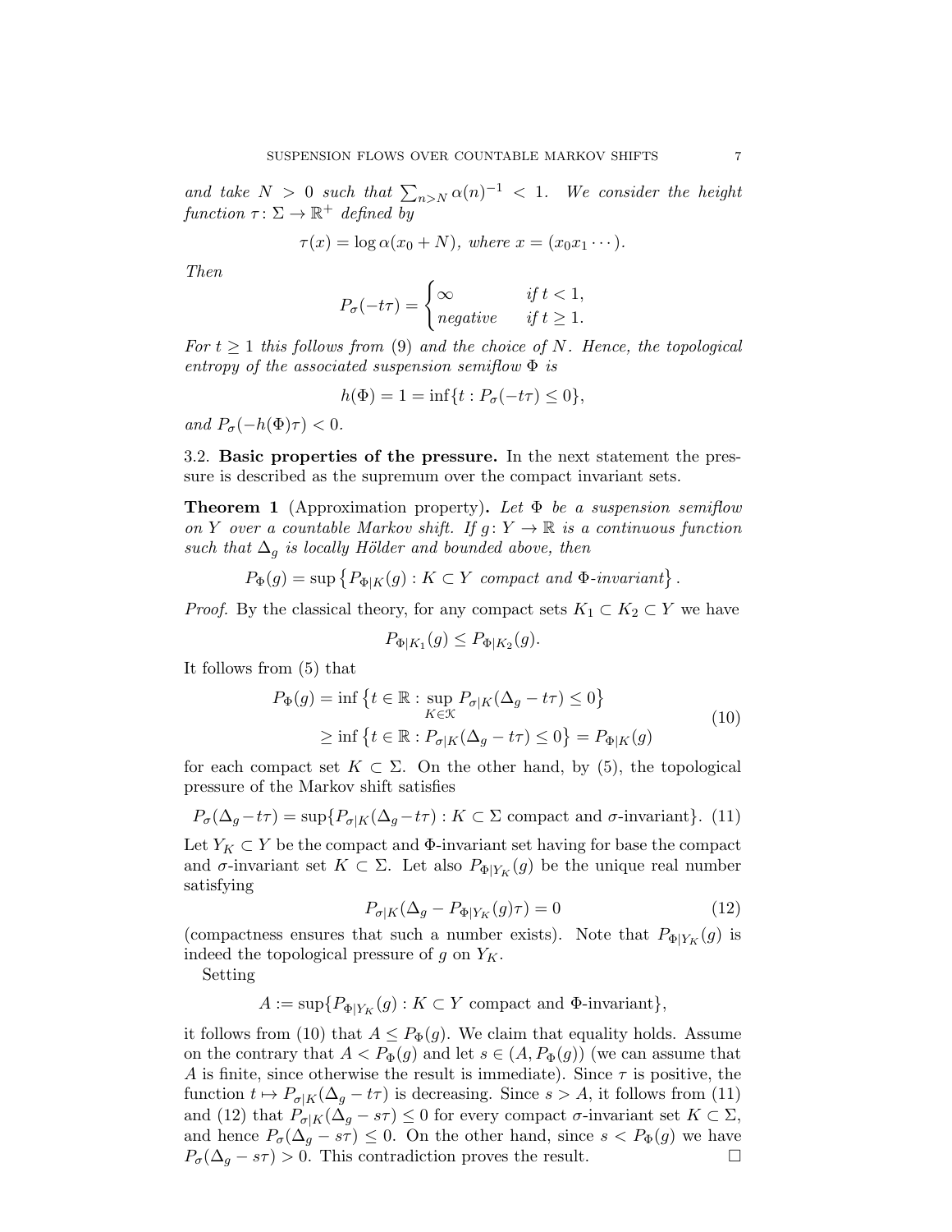*and take $N > 0$ such that $\sum_{n>N} \alpha(n)^{-1} < 1$. We consider the height function $\tau\colon \Sigma \to \mathbb{R}^+$ defined by*

$$\tau(x) = \log \alpha(x_0 + N), \text{ where } x = (x_0 x_1 \cdots).$$

*Then*

$$P_\sigma(-t\tau) = \begin{cases} \infty & \text{if } t < 1, \\ \text{negative} & \text{if } t \geq 1. \end{cases}$$

*For $t \geq 1$ this follows from (9) and the choice of $N$. Hence, the topological entropy of the associated suspension semiflow $\Phi$ is*

$$h(\Phi) = 1 = \inf\{t : P_\sigma(-t\tau) \leq 0\},$$

*and $P_\sigma(-h(\Phi)\tau) < 0$.*

### 3.2. Basic properties of the pressure.

In the next statement the pressure is described as the supremum over the compact invariant sets.

**Theorem 1** (Approximation property)**.** *Let $\Phi$ be a suspension semiflow on $Y$ over a countable Markov shift. If $g\colon Y \to \mathbb{R}$ is a continuous function such that $\Delta_g$ is locally Hölder and bounded above, then*

$$P_\Phi(g) = \sup\left\{P_{\Phi|K}(g) : K \subset Y \text{ compact and } \Phi\text{-invariant}\right\}.$$

*Proof.* By the classical theory, for any compact sets $K_1 \subset K_2 \subset Y$ we have

$$P_{\Phi|K_1}(g) \leq P_{\Phi|K_2}(g).$$

It follows from (5) that

$$\begin{aligned} P_\Phi(g) &= \inf\left\{t \in \mathbb{R} : \sup_{K \in \mathcal{K}} P_{\sigma|K}(\Delta_g - t\tau) \leq 0\right\} \\ &\geq \inf\left\{t \in \mathbb{R} : P_{\sigma|K}(\Delta_g - t\tau) \leq 0\right\} = P_{\Phi|K}(g) \end{aligned} \tag{10}$$

for each compact set $K \subset \Sigma$. On the other hand, by (5), the topological pressure of the Markov shift satisfies

$$P_\sigma(\Delta_g - t\tau) = \sup\{P_{\sigma|K}(\Delta_g - t\tau) : K \subset \Sigma \text{ compact and } \sigma\text{-invariant}\}. \tag{11}$$

Let $Y_K \subset Y$ be the compact and $\Phi$-invariant set having for base the compact and $\sigma$-invariant set $K \subset \Sigma$. Let also $P_{\Phi|Y_K}(g)$ be the unique real number satisfying

$$P_{\sigma|K}(\Delta_g - P_{\Phi|Y_K}(g)\tau) = 0 \tag{12}$$

(compactness ensures that such a number exists). Note that $P_{\Phi|Y_K}(g)$ is indeed the topological pressure of $g$ on $Y_K$.

Setting

$$A := \sup\{P_{\Phi|Y_K}(g) : K \subset Y \text{ compact and } \Phi\text{-invariant}\},$$

it follows from (10) that $A \leq P_\Phi(g)$. We claim that equality holds. Assume on the contrary that $A < P_\Phi(g)$ and let $s \in (A, P_\Phi(g))$ (we can assume that $A$ is finite, since otherwise the result is immediate). Since $\tau$ is positive, the function $t \mapsto P_{\sigma|K}(\Delta_g - t\tau)$ is decreasing. Since $s > A$, it follows from (11) and (12) that $P_{\sigma|K}(\Delta_g - s\tau) \leq 0$ for every compact $\sigma$-invariant set $K \subset \Sigma$, and hence $P_\sigma(\Delta_g - s\tau) \leq 0$. On the other hand, since $s < P_\Phi(g)$ we have $P_\sigma(\Delta_g - s\tau) > 0$. This contradiction proves the result. $\square$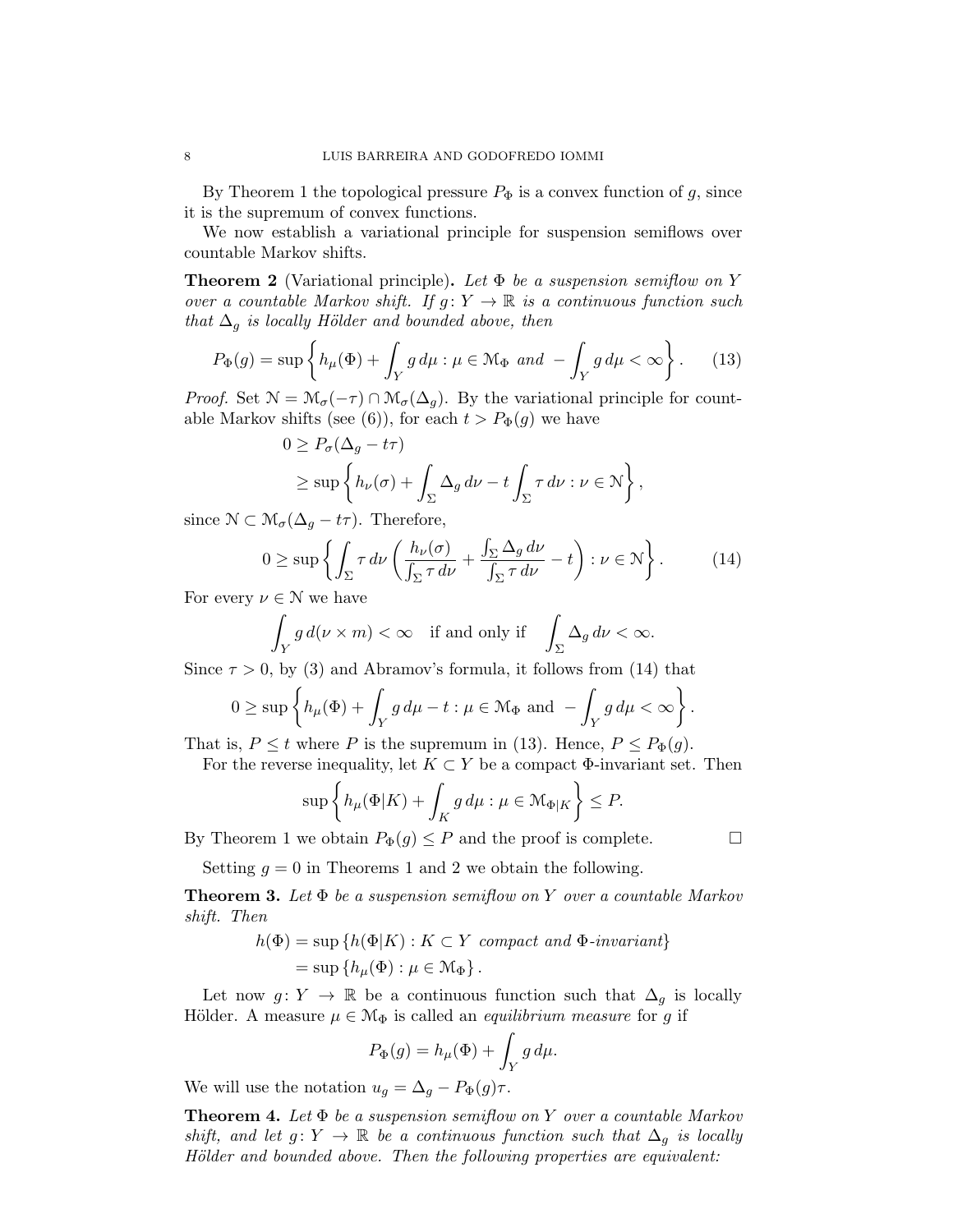By Theorem 1 the topological pressure $P_\Phi$ is a convex function of $g$, since it is the supremum of convex functions.

We now establish a variational principle for suspension semiflows over countable Markov shifts.

**Theorem 2** (Variational principle)**.** *Let $\Phi$ be a suspension semiflow on $Y$ over a countable Markov shift. If $g\colon Y \to \mathbb{R}$ is a continuous function such that $\Delta_g$ is locally Hölder and bounded above, then*

$$P_\Phi(g) = \sup\left\{ h_\mu(\Phi) + \int_Y g\,d\mu : \mu \in \mathcal{M}_\Phi \text{ and } -\int_Y g\,d\mu < \infty \right\}. \tag{13}$$

*Proof.* Set $\mathcal{N} = \mathcal{M}_\sigma(-\tau) \cap \mathcal{M}_\sigma(\Delta_g)$. By the variational principle for countable Markov shifts (see (6)), for each $t > P_\Phi(g)$ we have

$$\begin{aligned} 0 &\geq P_\sigma(\Delta_g - t\tau) \\ &\geq \sup\left\{ h_\nu(\sigma) + \int_\Sigma \Delta_g\,d\nu - t\int_\Sigma \tau\,d\nu : \nu \in \mathcal{N} \right\}, \end{aligned}$$

since $\mathcal{N} \subset \mathcal{M}_\sigma(\Delta_g - t\tau)$. Therefore,

$$0 \geq \sup\left\{ \int_\Sigma \tau\,d\nu \left( \frac{h_\nu(\sigma)}{\int_\Sigma \tau\,d\nu} + \frac{\int_\Sigma \Delta_g\,d\nu}{\int_\Sigma \tau\,d\nu} - t \right) : \nu \in \mathcal{N} \right\}. \tag{14}$$

For every $\nu \in \mathcal{N}$ we have

$$\int_Y g\,d(\nu \times m) < \infty \quad \text{if and only if} \quad \int_\Sigma \Delta_g\,d\nu < \infty.$$

Since $\tau > 0$, by (3) and Abramov's formula, it follows from (14) that

$$0 \geq \sup\left\{ h_\mu(\Phi) + \int_Y g\,d\mu - t : \mu \in \mathcal{M}_\Phi \text{ and } -\int_Y g\,d\mu < \infty \right\}.$$

That is, $P \leq t$ where $P$ is the supremum in (13). Hence, $P \leq P_\Phi(g)$.

For the reverse inequality, let $K \subset Y$ be a compact $\Phi$-invariant set. Then

$$\sup\left\{ h_\mu(\Phi|K) + \int_K g\,d\mu : \mu \in \mathcal{M}_{\Phi|K} \right\} \leq P.$$

By Theorem 1 we obtain $P_\Phi(g) \leq P$ and the proof is complete. $\square$

Setting $g = 0$ in Theorems 1 and 2 we obtain the following.

**Theorem 3.** *Let $\Phi$ be a suspension semiflow on $Y$ over a countable Markov shift. Then*

$$\begin{aligned} h(\Phi) &= \sup\{ h(\Phi|K) : K \subset Y \textit{ compact and } \Phi\textit{-invariant} \} \\ &= \sup\{ h_\mu(\Phi) : \mu \in \mathcal{M}_\Phi \}. \end{aligned}$$

Let now $g\colon Y \to \mathbb{R}$ be a continuous function such that $\Delta_g$ is locally Hölder. A measure $\mu \in \mathcal{M}_\Phi$ is called an *equilibrium measure* for $g$ if

$$P_\Phi(g) = h_\mu(\Phi) + \int_Y g\,d\mu.$$

We will use the notation $u_g = \Delta_g - P_\Phi(g)\tau$.

**Theorem 4.** *Let $\Phi$ be a suspension semiflow on $Y$ over a countable Markov shift, and let $g\colon Y \to \mathbb{R}$ be a continuous function such that $\Delta_g$ is locally Hölder and bounded above. Then the following properties are equivalent:*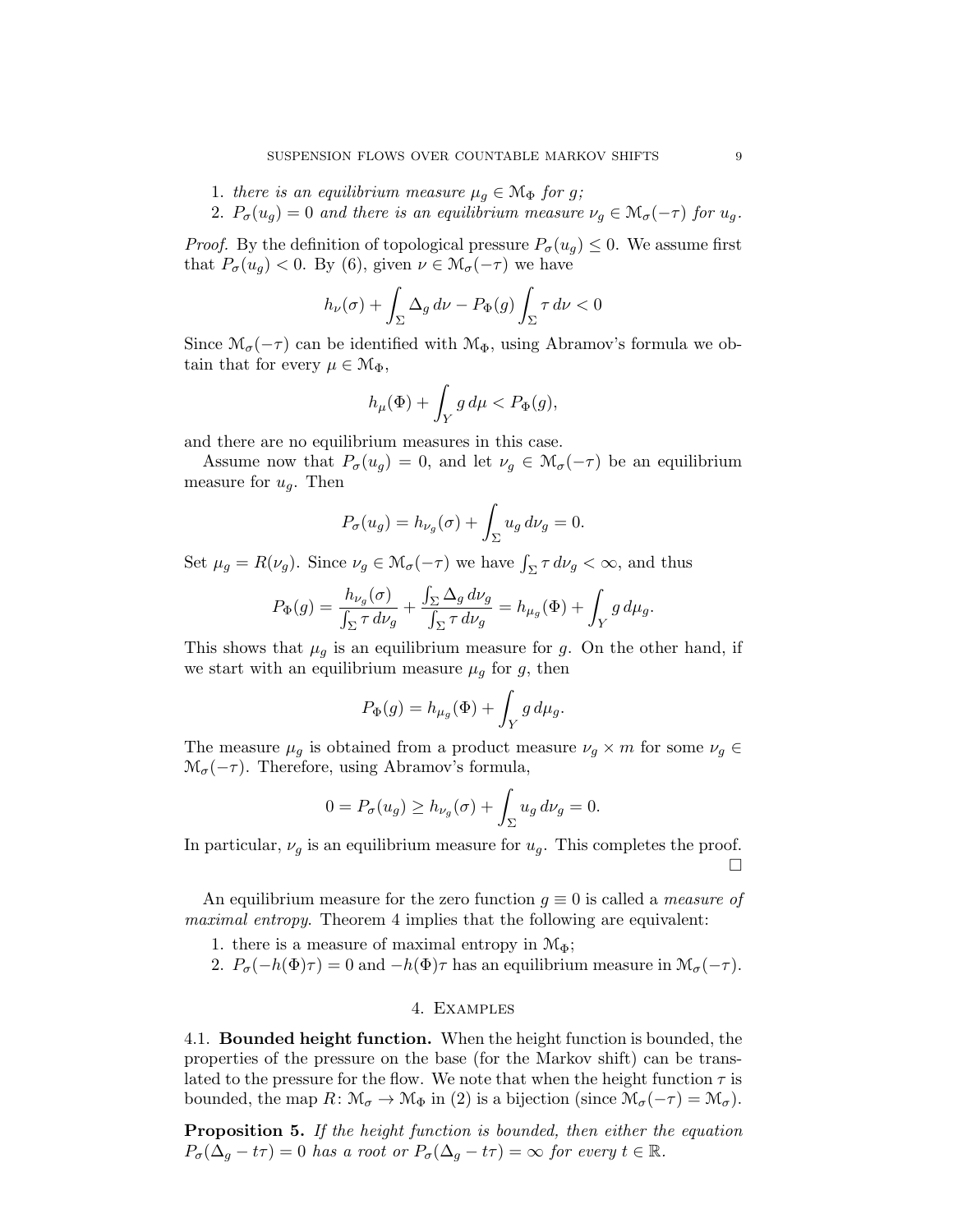1. *there is an equilibrium measure $\mu_g \in \mathcal{M}_\Phi$ for $g$;*
2. *$P_\sigma(u_g) = 0$ and there is an equilibrium measure $\nu_g \in \mathcal{M}_\sigma(-\tau)$ for $u_g$.*

*Proof.* By the definition of topological pressure $P_\sigma(u_g) \le 0$. We assume first that $P_\sigma(u_g) < 0$. By (6), given $\nu \in \mathcal{M}_\sigma(-\tau)$ we have

$$h_\nu(\sigma) + \int_\Sigma \Delta_g \, d\nu - P_\Phi(g) \int_\Sigma \tau \, d\nu < 0$$

Since $\mathcal{M}_\sigma(-\tau)$ can be identified with $\mathcal{M}_\Phi$, using Abramov's formula we obtain that for every $\mu \in \mathcal{M}_\Phi$,

$$h_\mu(\Phi) + \int_Y g \, d\mu < P_\Phi(g),$$

and there are no equilibrium measures in this case.

Assume now that $P_\sigma(u_g) = 0$, and let $\nu_g \in \mathcal{M}_\sigma(-\tau)$ be an equilibrium measure for $u_g$. Then

$$P_\sigma(u_g) = h_{\nu_g}(\sigma) + \int_\Sigma u_g \, d\nu_g = 0.$$

Set $\mu_g = R(\nu_g)$. Since $\nu_g \in \mathcal{M}_\sigma(-\tau)$ we have $\int_\Sigma \tau \, d\nu_g < \infty$, and thus

$$P_\Phi(g) = \frac{h_{\nu_g}(\sigma)}{\int_\Sigma \tau \, d\nu_g} + \frac{\int_\Sigma \Delta_g \, d\nu_g}{\int_\Sigma \tau \, d\nu_g} = h_{\mu_g}(\Phi) + \int_Y g \, d\mu_g.$$

This shows that $\mu_g$ is an equilibrium measure for $g$. On the other hand, if we start with an equilibrium measure $\mu_g$ for $g$, then

$$P_\Phi(g) = h_{\mu_g}(\Phi) + \int_Y g \, d\mu_g.$$

The measure $\mu_g$ is obtained from a product measure $\nu_g \times m$ for some $\nu_g \in \mathcal{M}_\sigma(-\tau)$. Therefore, using Abramov's formula,

$$0 = P_\sigma(u_g) \ge h_{\nu_g}(\sigma) + \int_\Sigma u_g \, d\nu_g = 0.$$

In particular, $\nu_g$ is an equilibrium measure for $u_g$. This completes the proof. $\square$

An equilibrium measure for the zero function $g \equiv 0$ is called a *measure of maximal entropy*. Theorem 4 implies that the following are equivalent:

1. there is a measure of maximal entropy in $\mathcal{M}_\Phi$;
2. $P_\sigma(-h(\Phi)\tau) = 0$ and $-h(\Phi)\tau$ has an equilibrium measure in $\mathcal{M}_\sigma(-\tau)$.

## 4. Examples

**4.1. Bounded height function.** When the height function is bounded, the properties of the pressure on the base (for the Markov shift) can be translated to the pressure for the flow. We note that when the height function $\tau$ is bounded, the map $R\colon \mathcal{M}_\sigma \to \mathcal{M}_\Phi$ in (2) is a bijection (since $\mathcal{M}_\sigma(-\tau) = \mathcal{M}_\sigma$).

**Proposition 5.** *If the height function is bounded, then either the equation $P_\sigma(\Delta_g - t\tau) = 0$ has a root or $P_\sigma(\Delta_g - t\tau) = \infty$ for every $t \in \mathbb{R}$.*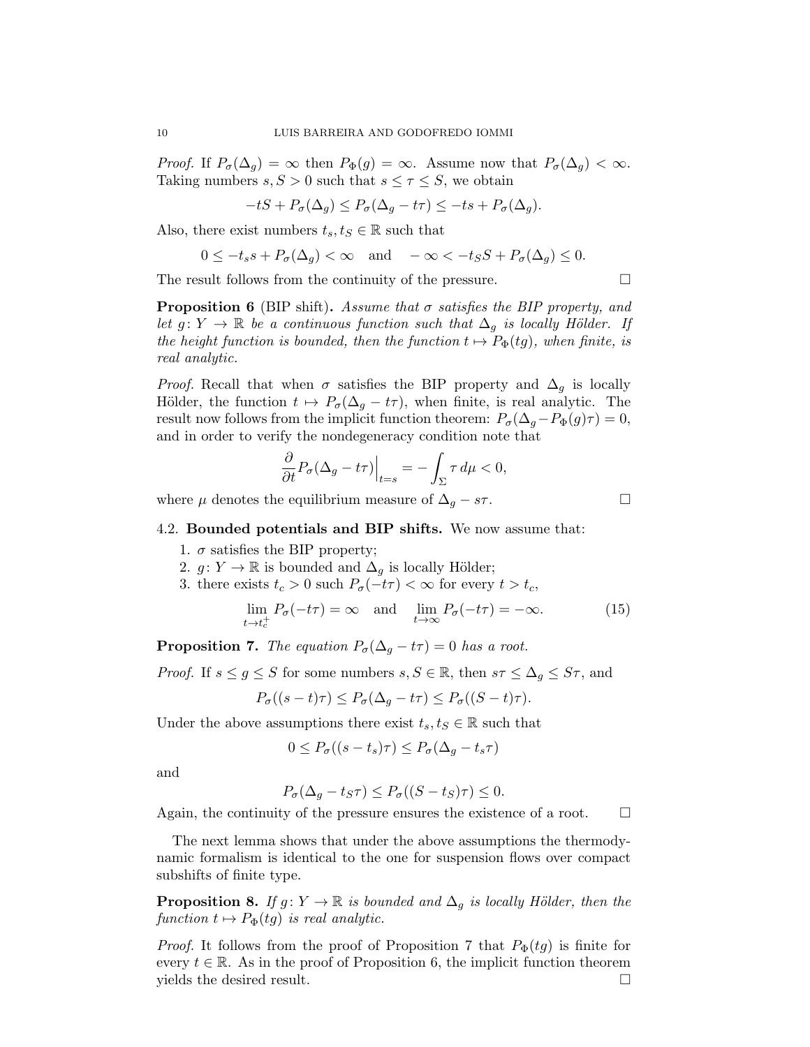*Proof.* If $P_\sigma(\Delta_g) = \infty$ then $P_\Phi(g) = \infty$. Assume now that $P_\sigma(\Delta_g) < \infty$. Taking numbers $s, S > 0$ such that $s \le \tau \le S$, we obtain

$$-tS + P_\sigma(\Delta_g) \le P_\sigma(\Delta_g - t\tau) \le -ts + P_\sigma(\Delta_g).$$

Also, there exist numbers $t_s, t_S \in \mathbb{R}$ such that

$$0 \le -t_s s + P_\sigma(\Delta_g) < \infty \quad \text{and} \quad -\infty < -t_S S + P_\sigma(\Delta_g) \le 0.$$

The result follows from the continuity of the pressure. ☐

**Proposition 6** (BIP shift)**.** *Assume that $\sigma$ satisfies the BIP property, and let $g\colon Y \to \mathbb{R}$ be a continuous function such that $\Delta_g$ is locally Hölder. If the height function is bounded, then the function $t \mapsto P_\Phi(tg)$, when finite, is real analytic.*

*Proof.* Recall that when $\sigma$ satisfies the BIP property and $\Delta_g$ is locally Hölder, the function $t \mapsto P_\sigma(\Delta_g - t\tau)$, when finite, is real analytic. The result now follows from the implicit function theorem: $P_\sigma(\Delta_g - P_\Phi(g)\tau) = 0$, and in order to verify the nondegeneracy condition note that

$$\frac{\partial}{\partial t} P_\sigma(\Delta_g - t\tau)\Big|_{t=s} = -\int_\Sigma \tau \, d\mu < 0,$$

where $\mu$ denotes the equilibrium measure of $\Delta_g - s\tau$. ☐

## 4.2. Bounded potentials and BIP shifts.

We now assume that:

1. $\sigma$ satisfies the BIP property;
2. $g\colon Y \to \mathbb{R}$ is bounded and $\Delta_g$ is locally Hölder;
3. there exists $t_c > 0$ such $P_\sigma(-t\tau) < \infty$ for every $t > t_c$,

$$\lim_{t \to t_c^+} P_\sigma(-t\tau) = \infty \quad \text{and} \quad \lim_{t \to \infty} P_\sigma(-t\tau) = -\infty. \tag{15}$$

**Proposition 7.** *The equation $P_\sigma(\Delta_g - t\tau) = 0$ has a root.*

*Proof.* If $s \le g \le S$ for some numbers $s, S \in \mathbb{R}$, then $s\tau \le \Delta_g \le S\tau$, and

$$P_\sigma((s-t)\tau) \le P_\sigma(\Delta_g - t\tau) \le P_\sigma((S-t)\tau).$$

Under the above assumptions there exist $t_s, t_S \in \mathbb{R}$ such that

$$0 \le P_\sigma((s - t_s)\tau) \le P_\sigma(\Delta_g - t_s\tau)$$

and

$$P_\sigma(\Delta_g - t_S\tau) \le P_\sigma((S - t_S)\tau) \le 0.$$

Again, the continuity of the pressure ensures the existence of a root. ☐

The next lemma shows that under the above assumptions the thermodynamic formalism is identical to the one for suspension flows over compact subshifts of finite type.

**Proposition 8.** *If $g\colon Y \to \mathbb{R}$ is bounded and $\Delta_g$ is locally Hölder, then the function $t \mapsto P_\Phi(tg)$ is real analytic.*

*Proof.* It follows from the proof of Proposition 7 that $P_\Phi(tg)$ is finite for every $t \in \mathbb{R}$. As in the proof of Proposition 6, the implicit function theorem yields the desired result. ☐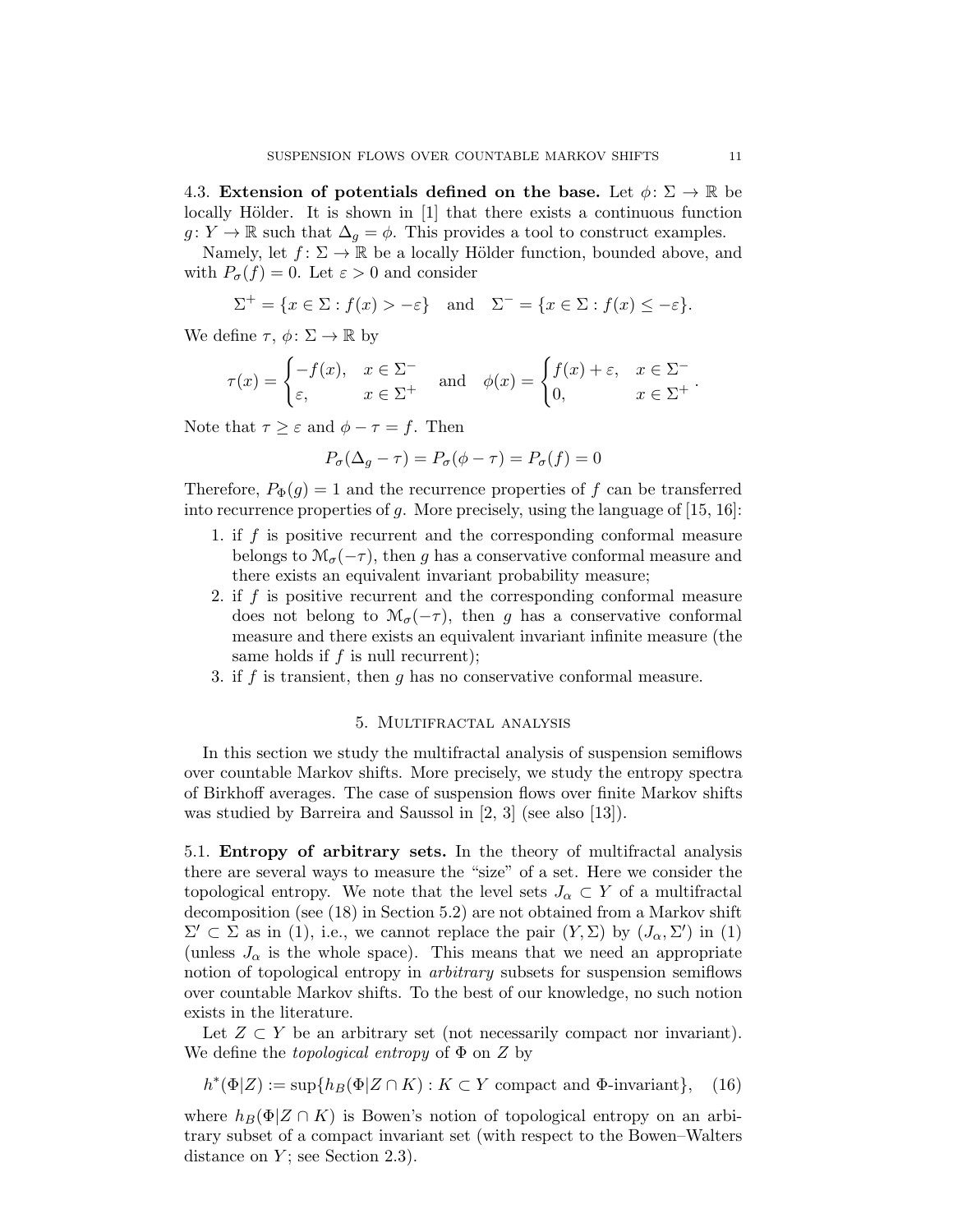4.3. **Extension of potentials defined on the base.** Let $\phi\colon \Sigma \to \mathbb{R}$ be locally Hölder. It is shown in [1] that there exists a continuous function $g\colon Y \to \mathbb{R}$ such that $\Delta_g = \phi$. This provides a tool to construct examples.

Namely, let $f\colon \Sigma \to \mathbb{R}$ be a locally Hölder function, bounded above, and with $P_\sigma(f) = 0$. Let $\varepsilon > 0$ and consider

$$\Sigma^+ = \{x \in \Sigma : f(x) > -\varepsilon\} \quad \text{and} \quad \Sigma^- = \{x \in \Sigma : f(x) \leq -\varepsilon\}.$$

We define $\tau$, $\phi\colon \Sigma \to \mathbb{R}$ by

$$\tau(x) = \begin{cases} -f(x), & x \in \Sigma^- \\ \varepsilon, & x \in \Sigma^+ \end{cases} \quad \text{and} \quad \phi(x) = \begin{cases} f(x) + \varepsilon, & x \in \Sigma^- \\ 0, & x \in \Sigma^+ \end{cases}.$$

Note that $\tau \geq \varepsilon$ and $\phi - \tau = f$. Then

$$P_\sigma(\Delta_g - \tau) = P_\sigma(\phi - \tau) = P_\sigma(f) = 0$$

Therefore, $P_\Phi(g) = 1$ and the recurrence properties of $f$ can be transferred into recurrence properties of $g$. More precisely, using the language of [15, 16]:

1. if $f$ is positive recurrent and the corresponding conformal measure belongs to $\mathcal{M}_\sigma(-\tau)$, then $g$ has a conservative conformal measure and there exists an equivalent invariant probability measure;
2. if $f$ is positive recurrent and the corresponding conformal measure does not belong to $\mathcal{M}_\sigma(-\tau)$, then $g$ has a conservative conformal measure and there exists an equivalent invariant infinite measure (the same holds if $f$ is null recurrent);
3. if $f$ is transient, then $g$ has no conservative conformal measure.

## 5. Multifractal analysis

In this section we study the multifractal analysis of suspension semiflows over countable Markov shifts. More precisely, we study the entropy spectra of Birkhoff averages. The case of suspension flows over finite Markov shifts was studied by Barreira and Saussol in [2, 3] (see also [13]).

5.1. **Entropy of arbitrary sets.** In the theory of multifractal analysis there are several ways to measure the "size" of a set. Here we consider the topological entropy. We note that the level sets $J_\alpha \subset Y$ of a multifractal decomposition (see (18) in Section 5.2) are not obtained from a Markov shift $\Sigma' \subset \Sigma$ as in (1), i.e., we cannot replace the pair $(Y, \Sigma)$ by $(J_\alpha, \Sigma')$ in (1) (unless $J_\alpha$ is the whole space). This means that we need an appropriate notion of topological entropy in *arbitrary* subsets for suspension semiflows over countable Markov shifts. To the best of our knowledge, no such notion exists in the literature.

Let $Z \subset Y$ be an arbitrary set (not necessarily compact nor invariant). We define the *topological entropy* of $\Phi$ on $Z$ by

$$h^*(\Phi|Z) := \sup\{h_B(\Phi|Z \cap K) : K \subset Y \text{ compact and } \Phi\text{-invariant}\}, \quad (16)$$

where $h_B(\Phi|Z \cap K)$ is Bowen's notion of topological entropy on an arbitrary subset of a compact invariant set (with respect to the Bowen–Walters distance on $Y$; see Section 2.3).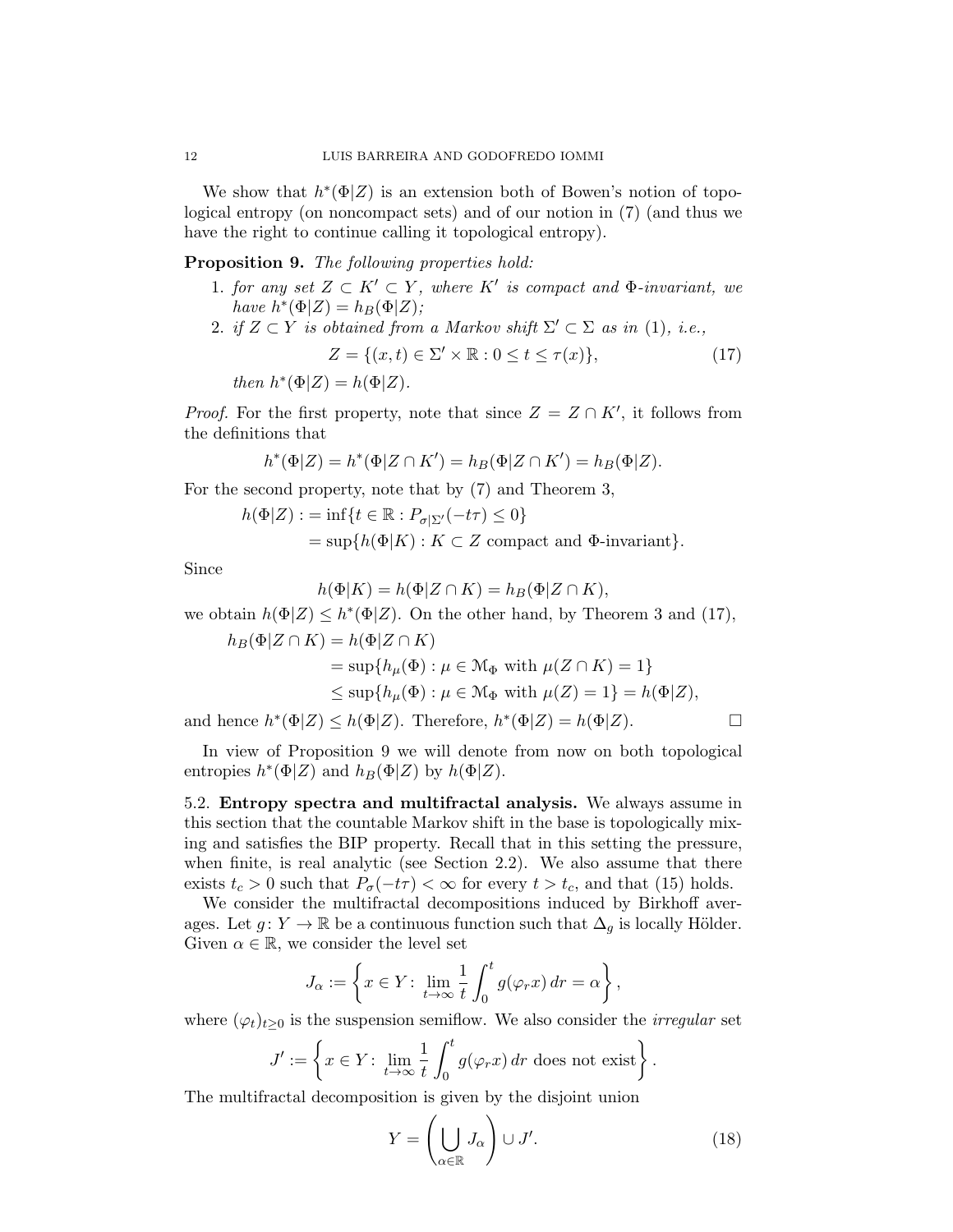We show that $h^*(\Phi|Z)$ is an extension both of Bowen's notion of topological entropy (on noncompact sets) and of our notion in (7) (and thus we have the right to continue calling it topological entropy).

**Proposition 9.** *The following properties hold:*

1. *for any set $Z \subset K' \subset Y$, where $K'$ is compact and $\Phi$-invariant, we have $h^*(\Phi|Z) = h_B(\Phi|Z)$;*
2. *if $Z \subset Y$ is obtained from a Markov shift $\Sigma' \subset \Sigma$ as in (1), i.e.,*
$$Z = \{(x,t) \in \Sigma' \times \mathbb{R} : 0 \le t \le \tau(x)\}, \tag{17}$$
*then $h^*(\Phi|Z) = h(\Phi|Z)$.*

*Proof.* For the first property, note that since $Z = Z \cap K'$, it follows from the definitions that

$$h^*(\Phi|Z) = h^*(\Phi|Z \cap K') = h_B(\Phi|Z \cap K') = h_B(\Phi|Z).$$

For the second property, note that by (7) and Theorem 3,

$$\begin{aligned} h(\Phi|Z) :&= \inf\{t \in \mathbb{R} : P_{\sigma|\Sigma'}(-t\tau) \le 0\} \\ &= \sup\{h(\Phi|K) : K \subset Z \text{ compact and } \Phi\text{-invariant}\}. \end{aligned}$$

Since

$$h(\Phi|K) = h(\Phi|Z \cap K) = h_B(\Phi|Z \cap K),$$

we obtain $h(\Phi|Z) \le h^*(\Phi|Z)$. On the other hand, by Theorem 3 and (17),

$$\begin{aligned} h_B(\Phi|Z \cap K) &= h(\Phi|Z \cap K) \\ &= \sup\{h_\mu(\Phi) : \mu \in \mathcal{M}_\Phi \text{ with } \mu(Z \cap K) = 1\} \\ &\le \sup\{h_\mu(\Phi) : \mu \in \mathcal{M}_\Phi \text{ with } \mu(Z) = 1\} = h(\Phi|Z), \end{aligned}$$

and hence $h^*(\Phi|Z) \le h(\Phi|Z)$. Therefore, $h^*(\Phi|Z) = h(\Phi|Z)$. $\square$

In view of Proposition 9 we will denote from now on both topological entropies $h^*(\Phi|Z)$ and $h_B(\Phi|Z)$ by $h(\Phi|Z)$.

### 5.2. **Entropy spectra and multifractal analysis.**

We always assume in this section that the countable Markov shift in the base is topologically mixing and satisfies the BIP property. Recall that in this setting the pressure, when finite, is real analytic (see Section 2.2). We also assume that there exists $t_c > 0$ such that $P_\sigma(-t\tau) < \infty$ for every $t > t_c$, and that (15) holds.

We consider the multifractal decompositions induced by Birkhoff averages. Let $g \colon Y \to \mathbb{R}$ be a continuous function such that $\Delta_g$ is locally Hölder. Given $\alpha \in \mathbb{R}$, we consider the level set

$$J_\alpha := \left\{ x \in Y \colon \lim_{t \to \infty} \frac{1}{t} \int_0^t g(\varphi_r x)\, dr = \alpha \right\},$$

where $(\varphi_t)_{t \ge 0}$ is the suspension semiflow. We also consider the *irregular* set

$$J' := \left\{ x \in Y \colon \lim_{t \to \infty} \frac{1}{t} \int_0^t g(\varphi_r x)\, dr \text{ does not exist} \right\}.$$

The multifractal decomposition is given by the disjoint union

$$Y = \left( \bigcup_{\alpha \in \mathbb{R}} J_\alpha \right) \cup J'. \tag{18}$$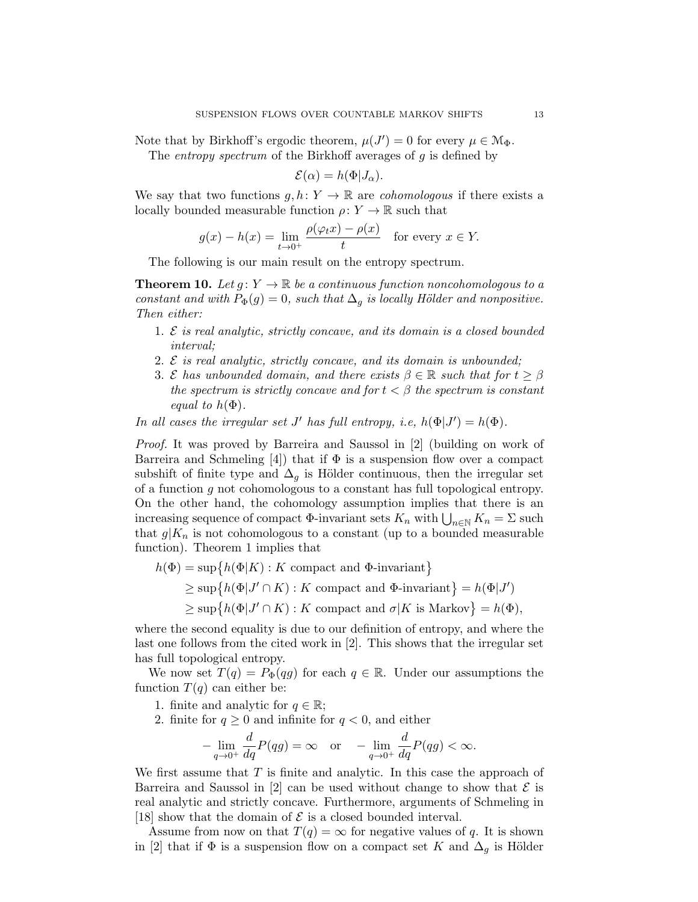Note that by Birkhoff's ergodic theorem, $\mu(J') = 0$ for every $\mu \in \mathcal{M}_\Phi$.

The *entropy spectrum* of the Birkhoff averages of $g$ is defined by

$$\mathcal{E}(\alpha) = h(\Phi|J_\alpha).$$

We say that two functions $g, h\colon Y \to \mathbb{R}$ are *cohomologous* if there exists a locally bounded measurable function $\rho\colon Y \to \mathbb{R}$ such that

$$g(x) - h(x) = \lim_{t \to 0^+} \frac{\rho(\varphi_t x) - \rho(x)}{t} \quad \text{for every } x \in Y.$$

The following is our main result on the entropy spectrum.

**Theorem 10.** *Let $g\colon Y \to \mathbb{R}$ be a continuous function noncohomologous to a constant and with $P_\Phi(g) = 0$, such that $\Delta_g$ is locally Hölder and nonpositive. Then either:*

1. *$\mathcal{E}$ is real analytic, strictly concave, and its domain is a closed bounded interval;*
2. *$\mathcal{E}$ is real analytic, strictly concave, and its domain is unbounded;*
3. *$\mathcal{E}$ has unbounded domain, and there exists $\beta \in \mathbb{R}$ such that for $t \geq \beta$ the spectrum is strictly concave and for $t < \beta$ the spectrum is constant equal to $h(\Phi)$.*

*In all cases the irregular set $J'$ has full entropy, i.e, $h(\Phi|J') = h(\Phi)$.*

*Proof.* It was proved by Barreira and Saussol in [2] (building on work of Barreira and Schmeling [4]) that if $\Phi$ is a suspension flow over a compact subshift of finite type and $\Delta_g$ is Hölder continuous, then the irregular set of a function $g$ not cohomologous to a constant has full topological entropy. On the other hand, the cohomology assumption implies that there is an increasing sequence of compact $\Phi$-invariant sets $K_n$ with $\bigcup_{n\in\mathbb{N}} K_n = \Sigma$ such that $g|K_n$ is not cohomologous to a constant (up to a bounded measurable function). Theorem 1 implies that

$$\begin{aligned}
h(\Phi) &= \sup\bigl\{h(\Phi|K) : K \text{ compact and } \Phi\text{-invariant}\bigr\} \\
&\geq \sup\bigl\{h(\Phi|J' \cap K) : K \text{ compact and } \Phi\text{-invariant}\bigr\} = h(\Phi|J') \\
&\geq \sup\bigl\{h(\Phi|J' \cap K) : K \text{ compact and } \sigma|K \text{ is Markov}\bigr\} = h(\Phi),
\end{aligned}$$

where the second equality is due to our definition of entropy, and where the last one follows from the cited work in [2]. This shows that the irregular set has full topological entropy.

We now set $T(q) = P_\Phi(qg)$ for each $q \in \mathbb{R}$. Under our assumptions the function $T(q)$ can either be:

1. finite and analytic for $q \in \mathbb{R}$;
2. finite for $q \geq 0$ and infinite for $q < 0$, and either

$$-\lim_{q\to 0^+} \frac{d}{dq} P(qg) = \infty \quad \text{or} \quad -\lim_{q\to 0^+} \frac{d}{dq} P(qg) < \infty.$$

We first assume that $T$ is finite and analytic. In this case the approach of Barreira and Saussol in [2] can be used without change to show that $\mathcal{E}$ is real analytic and strictly concave. Furthermore, arguments of Schmeling in [18] show that the domain of $\mathcal{E}$ is a closed bounded interval.

Assume from now on that $T(q) = \infty$ for negative values of $q$. It is shown in [2] that if $\Phi$ is a suspension flow on a compact set $K$ and $\Delta_g$ is Hölder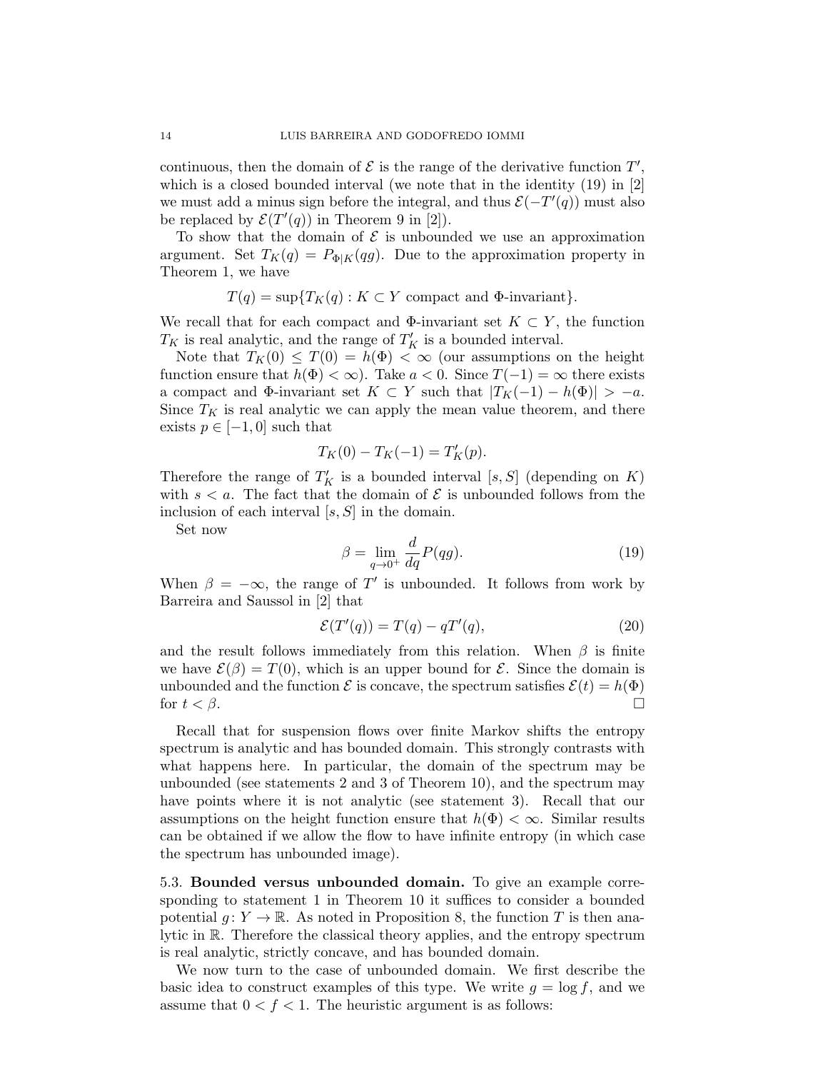continuous, then the domain of $\mathcal{E}$ is the range of the derivative function $T'$, which is a closed bounded interval (we note that in the identity (19) in [2] we must add a minus sign before the integral, and thus $\mathcal{E}(-T'(q))$ must also be replaced by $\mathcal{E}(T'(q))$ in Theorem 9 in [2]).

To show that the domain of $\mathcal{E}$ is unbounded we use an approximation argument. Set $T_K(q) = P_{\Phi|K}(qg)$. Due to the approximation property in Theorem 1, we have

$$T(q) = \sup\{T_K(q) : K \subset Y \text{ compact and } \Phi\text{-invariant}\}.$$

We recall that for each compact and $\Phi$-invariant set $K \subset Y$, the function $T_K$ is real analytic, and the range of $T'_K$ is a bounded interval.

Note that $T_K(0) \leq T(0) = h(\Phi) < \infty$ (our assumptions on the height function ensure that $h(\Phi) < \infty$). Take $a < 0$. Since $T(-1) = \infty$ there exists a compact and $\Phi$-invariant set $K \subset Y$ such that $|T_K(-1) - h(\Phi)| > -a$. Since $T_K$ is real analytic we can apply the mean value theorem, and there exists $p \in [-1, 0]$ such that

$$T_K(0) - T_K(-1) = T'_K(p).$$

Therefore the range of $T'_K$ is a bounded interval $[s, S]$ (depending on $K$) with $s < a$. The fact that the domain of $\mathcal{E}$ is unbounded follows from the inclusion of each interval $[s, S]$ in the domain.

Set now

$$\beta = \lim_{q \to 0^+} \frac{d}{dq} P(qg). \tag{19}$$

When $\beta = -\infty$, the range of $T'$ is unbounded. It follows from work by Barreira and Saussol in [2] that

$$\mathcal{E}(T'(q)) = T(q) - qT'(q), \tag{20}$$

and the result follows immediately from this relation. When $\beta$ is finite we have $\mathcal{E}(\beta) = T(0)$, which is an upper bound for $\mathcal{E}$. Since the domain is unbounded and the function $\mathcal{E}$ is concave, the spectrum satisfies $\mathcal{E}(t) = h(\Phi)$ for $t < \beta$. $\square$

Recall that for suspension flows over finite Markov shifts the entropy spectrum is analytic and has bounded domain. This strongly contrasts with what happens here. In particular, the domain of the spectrum may be unbounded (see statements 2 and 3 of Theorem 10), and the spectrum may have points where it is not analytic (see statement 3). Recall that our assumptions on the height function ensure that $h(\Phi) < \infty$. Similar results can be obtained if we allow the flow to have infinite entropy (in which case the spectrum has unbounded image).

5.3. **Bounded versus unbounded domain.** To give an example corresponding to statement 1 in Theorem 10 it suffices to consider a bounded potential $g: Y \to \mathbb{R}$. As noted in Proposition 8, the function $T$ is then analytic in $\mathbb{R}$. Therefore the classical theory applies, and the entropy spectrum is real analytic, strictly concave, and has bounded domain.

We now turn to the case of unbounded domain. We first describe the basic idea to construct examples of this type. We write $g = \log f$, and we assume that $0 < f < 1$. The heuristic argument is as follows: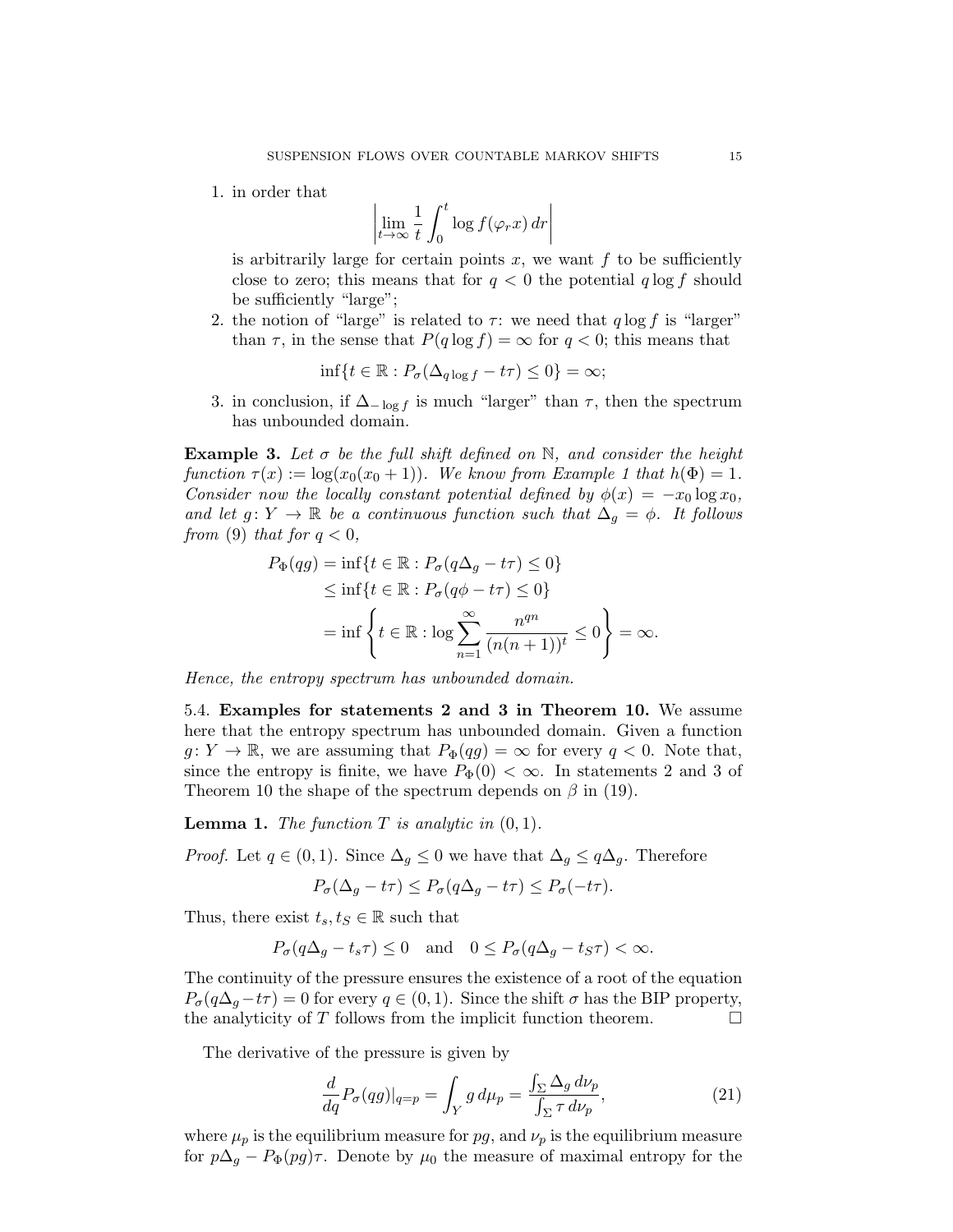1. in order that
$$\left|\lim_{t\to\infty} \frac{1}{t}\int_0^t \log f(\varphi_r x)\, dr\right|$$
is arbitrarily large for certain points $x$, we want $f$ to be sufficiently close to zero; this means that for $q < 0$ the potential $q \log f$ should be sufficiently "large";
2. the notion of "large" is related to $\tau$: we need that $q \log f$ is "larger" than $\tau$, in the sense that $P(q \log f) = \infty$ for $q < 0$; this means that
$$\inf\{t \in \mathbb{R} : P_\sigma(\Delta_{q\log f} - t\tau) \le 0\} = \infty;$$
3. in conclusion, if $\Delta_{-\log f}$ is much "larger" than $\tau$, then the spectrum has unbounded domain.

**Example 3.** *Let $\sigma$ be the full shift defined on $\mathbb{N}$, and consider the height function $\tau(x) := \log(x_0(x_0 + 1))$. We know from Example 1 that $h(\Phi) = 1$. Consider now the locally constant potential defined by $\phi(x) = -x_0 \log x_0$, and let $g\colon Y \to \mathbb{R}$ be a continuous function such that $\Delta_g = \phi$. It follows from (9) that for $q < 0$,*
$$\begin{aligned}
P_\Phi(qg) &= \inf\{t \in \mathbb{R} : P_\sigma(q\Delta_g - t\tau) \le 0\}\\
&\le \inf\{t \in \mathbb{R} : P_\sigma(q\phi - t\tau) \le 0\}\\
&= \inf\left\{t \in \mathbb{R} : \log \sum_{n=1}^{\infty} \frac{n^{qn}}{(n(n+1))^t} \le 0\right\} = \infty.
\end{aligned}$$
*Hence, the entropy spectrum has unbounded domain.*

5.4. **Examples for statements 2 and 3 in Theorem 10.** We assume here that the entropy spectrum has unbounded domain. Given a function $g\colon Y \to \mathbb{R}$, we are assuming that $P_\Phi(qg) = \infty$ for every $q < 0$. Note that, since the entropy is finite, we have $P_\Phi(0) < \infty$. In statements 2 and 3 of Theorem 10 the shape of the spectrum depends on $\beta$ in (19).

**Lemma 1.** *The function $T$ is analytic in $(0, 1)$.*

*Proof.* Let $q \in (0, 1)$. Since $\Delta_g \le 0$ we have that $\Delta_g \le q\Delta_g$. Therefore
$$P_\sigma(\Delta_g - t\tau) \le P_\sigma(q\Delta_g - t\tau) \le P_\sigma(-t\tau).$$
Thus, there exist $t_s, t_S \in \mathbb{R}$ such that
$$P_\sigma(q\Delta_g - t_s\tau) \le 0 \quad \text{and} \quad 0 \le P_\sigma(q\Delta_g - t_S\tau) < \infty.$$
The continuity of the pressure ensures the existence of a root of the equation $P_\sigma(q\Delta_g - t\tau) = 0$ for every $q \in (0, 1)$. Since the shift $\sigma$ has the BIP property, the analyticity of $T$ follows from the implicit function theorem. $\square$

The derivative of the pressure is given by
$$\frac{d}{dq} P_\sigma(qg)|_{q=p} = \int_Y g\, d\mu_p = \frac{\int_\Sigma \Delta_g\, d\nu_p}{\int_\Sigma \tau\, d\nu_p}, \tag{21}$$
where $\mu_p$ is the equilibrium measure for $pg$, and $\nu_p$ is the equilibrium measure for $p\Delta_g - P_\Phi(pg)\tau$. Denote by $\mu_0$ the measure of maximal entropy for the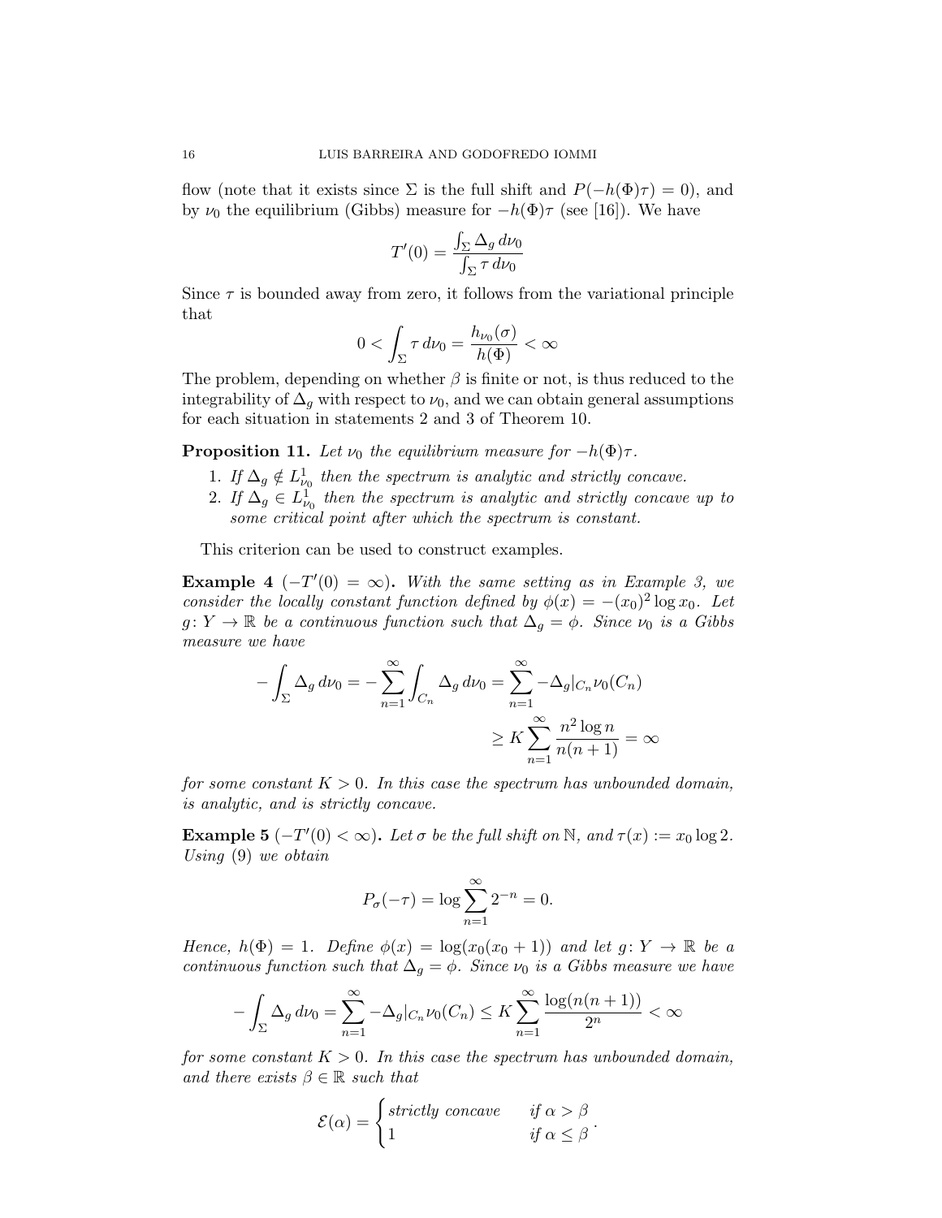flow (note that it exists since $\Sigma$ is the full shift and $P(-h(\Phi)\tau) = 0$), and by $\nu_0$ the equilibrium (Gibbs) measure for $-h(\Phi)\tau$ (see [16]). We have

$$T'(0) = \frac{\int_\Sigma \Delta_g \, d\nu_0}{\int_\Sigma \tau \, d\nu_0}$$

Since $\tau$ is bounded away from zero, it follows from the variational principle that

$$0 < \int_\Sigma \tau \, d\nu_0 = \frac{h_{\nu_0}(\sigma)}{h(\Phi)} < \infty$$

The problem, depending on whether $\beta$ is finite or not, is thus reduced to the integrability of $\Delta_g$ with respect to $\nu_0$, and we can obtain general assumptions for each situation in statements 2 and 3 of Theorem 10.

**Proposition 11.** *Let $\nu_0$ the equilibrium measure for $-h(\Phi)\tau$.*

1. *If $\Delta_g \notin L^1_{\nu_0}$ then the spectrum is analytic and strictly concave.*
2. *If $\Delta_g \in L^1_{\nu_0}$ then the spectrum is analytic and strictly concave up to some critical point after which the spectrum is constant.*

This criterion can be used to construct examples.

**Example 4** **($-T'(0) = \infty$).** *With the same setting as in Example 3, we consider the locally constant function defined by $\phi(x) = -(x_0)^2 \log x_0$. Let $g \colon Y \to \mathbb{R}$ be a continuous function such that $\Delta_g = \phi$. Since $\nu_0$ is a Gibbs measure we have*

$$-\int_\Sigma \Delta_g \, d\nu_0 = -\sum_{n=1}^\infty \int_{C_n} \Delta_g \, d\nu_0 = \sum_{n=1}^\infty -\Delta_g|_{C_n} \nu_0(C_n)$$

$$\geq K \sum_{n=1}^\infty \frac{n^2 \log n}{n(n+1)} = \infty$$

*for some constant $K > 0$. In this case the spectrum has unbounded domain, is analytic, and is strictly concave.*

**Example 5** **($-T'(0) < \infty$).** *Let $\sigma$ be the full shift on $\mathbb{N}$, and $\tau(x) := x_0 \log 2$. Using (9) we obtain*

$$P_\sigma(-\tau) = \log \sum_{n=1}^\infty 2^{-n} = 0.$$

*Hence, $h(\Phi) = 1$. Define $\phi(x) = \log(x_0(x_0+1))$ and let $g \colon Y \to \mathbb{R}$ be a continuous function such that $\Delta_g = \phi$. Since $\nu_0$ is a Gibbs measure we have*

$$-\int_\Sigma \Delta_g \, d\nu_0 = \sum_{n=1}^\infty -\Delta_g|_{C_n} \nu_0(C_n) \leq K \sum_{n=1}^\infty \frac{\log(n(n+1))}{2^n} < \infty$$

*for some constant $K > 0$. In this case the spectrum has unbounded domain, and there exists $\beta \in \mathbb{R}$ such that*

$$\mathcal{E}(\alpha) = \begin{cases} \text{strictly concave} & \text{if } \alpha > \beta \\ 1 & \text{if } \alpha \leq \beta \end{cases}.$$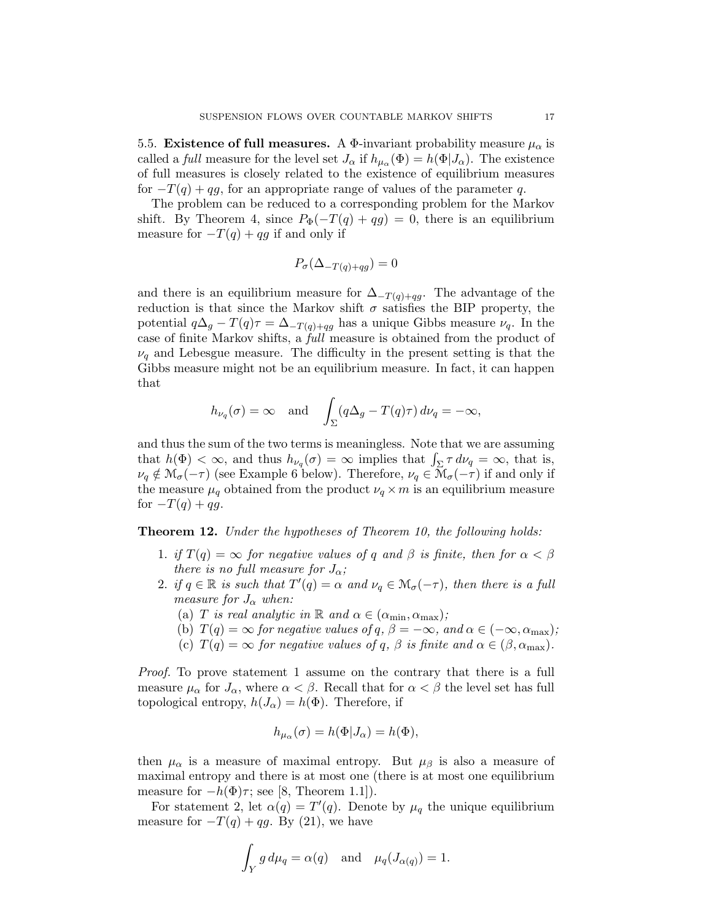5.5. **Existence of full measures.** A $\Phi$-invariant probability measure $\mu_\alpha$ is called a *full* measure for the level set $J_\alpha$ if $h_{\mu_\alpha}(\Phi) = h(\Phi|J_\alpha)$. The existence of full measures is closely related to the existence of equilibrium measures for $-T(q)+qg$, for an appropriate range of values of the parameter $q$.

The problem can be reduced to a corresponding problem for the Markov shift. By Theorem 4, since $P_\Phi(-T(q)+qg) = 0$, there is an equilibrium measure for $-T(q)+qg$ if and only if

$$P_\sigma(\Delta_{-T(q)+qg}) = 0$$

and there is an equilibrium measure for $\Delta_{-T(q)+qg}$. The advantage of the reduction is that since the Markov shift $\sigma$ satisfies the BIP property, the potential $q\Delta_g - T(q)\tau = \Delta_{-T(q)+qg}$ has a unique Gibbs measure $\nu_q$. In the case of finite Markov shifts, a *full* measure is obtained from the product of $\nu_q$ and Lebesgue measure. The difficulty in the present setting is that the Gibbs measure might not be an equilibrium measure. In fact, it can happen that

$$h_{\nu_q}(\sigma) = \infty \quad \text{and} \quad \int_\Sigma (q\Delta_g - T(q)\tau)\, d\nu_q = -\infty,$$

and thus the sum of the two terms is meaningless. Note that we are assuming that $h(\Phi) < \infty$, and thus $h_{\nu_q}(\sigma) = \infty$ implies that $\int_\Sigma \tau\, d\nu_q = \infty$, that is, $\nu_q \notin \mathcal{M}_\sigma(-\tau)$ (see Example 6 below). Therefore, $\nu_q \in \mathcal{M}_\sigma(-\tau)$ if and only if the measure $\mu_q$ obtained from the product $\nu_q \times m$ is an equilibrium measure for $-T(q)+qg$.

**Theorem 12.** *Under the hypotheses of Theorem 10, the following holds:*

1. *if $T(q) = \infty$ for negative values of $q$ and $\beta$ is finite, then for $\alpha < \beta$ there is no full measure for $J_\alpha$;*
2. *if $q \in \mathbb{R}$ is such that $T'(q) = \alpha$ and $\nu_q \in \mathcal{M}_\sigma(-\tau)$, then there is a full measure for $J_\alpha$ when:*
   - (a) *$T$ is real analytic in $\mathbb{R}$ and $\alpha \in (\alpha_{\min}, \alpha_{\max})$;*
   - (b) *$T(q) = \infty$ for negative values of $q$, $\beta = -\infty$, and $\alpha \in (-\infty, \alpha_{\max})$;*
   - (c) *$T(q) = \infty$ for negative values of $q$, $\beta$ is finite and $\alpha \in (\beta, \alpha_{\max})$.*

*Proof.* To prove statement 1 assume on the contrary that there is a full measure $\mu_\alpha$ for $J_\alpha$, where $\alpha < \beta$. Recall that for $\alpha < \beta$ the level set has full topological entropy, $h(J_\alpha) = h(\Phi)$. Therefore, if

$$h_{\mu_\alpha}(\sigma) = h(\Phi|J_\alpha) = h(\Phi),$$

then $\mu_\alpha$ is a measure of maximal entropy. But $\mu_\beta$ is also a measure of maximal entropy and there is at most one (there is at most one equilibrium measure for $-h(\Phi)\tau$; see [8, Theorem 1.1]).

For statement 2, let $\alpha(q) = T'(q)$. Denote by $\mu_q$ the unique equilibrium measure for $-T(q)+qg$. By (21), we have

$$\int_Y g\, d\mu_q = \alpha(q) \quad \text{and} \quad \mu_q(J_{\alpha(q)}) = 1.$$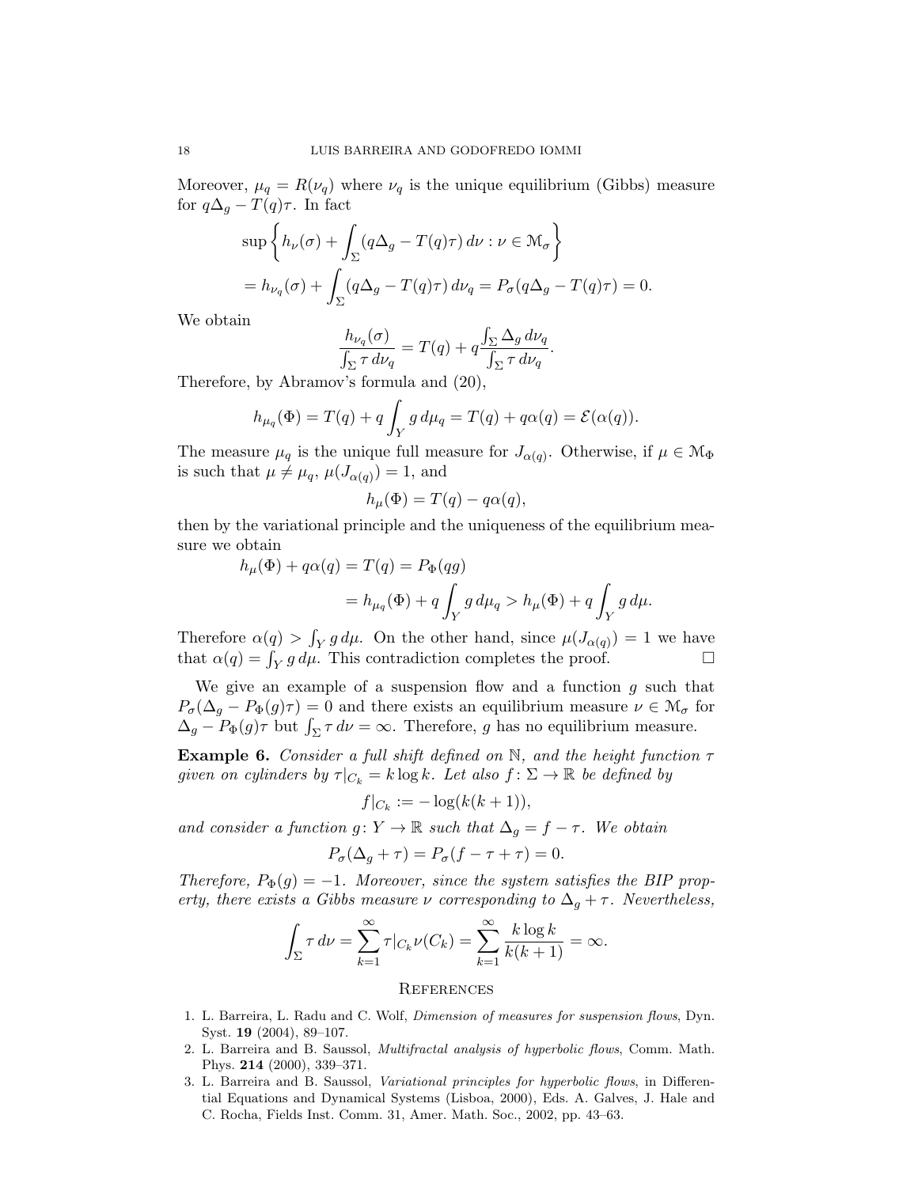Moreover, $\mu_q = R(\nu_q)$ where $\nu_q$ is the unique equilibrium (Gibbs) measure for $q\Delta_g - T(q)\tau$. In fact

$$\begin{aligned}
&\sup\left\{h_\nu(\sigma) + \int_\Sigma (q\Delta_g - T(q)\tau)\, d\nu : \nu \in \mathcal{M}_\sigma\right\} \\
&= h_{\nu_q}(\sigma) + \int_\Sigma (q\Delta_g - T(q)\tau)\, d\nu_q = P_\sigma(q\Delta_g - T(q)\tau) = 0.
\end{aligned}$$

We obtain

$$\frac{h_{\nu_q}(\sigma)}{\int_\Sigma \tau\, d\nu_q} = T(q) + q\frac{\int_\Sigma \Delta_g\, d\nu_q}{\int_\Sigma \tau\, d\nu_q}.$$

Therefore, by Abramov's formula and (20),

$$h_{\mu_q}(\Phi) = T(q) + q\int_Y g\, d\mu_q = T(q) + q\alpha(q) = \mathcal{E}(\alpha(q)).$$

The measure $\mu_q$ is the unique full measure for $J_{\alpha(q)}$. Otherwise, if $\mu \in \mathcal{M}_\Phi$ is such that $\mu \neq \mu_q$, $\mu(J_{\alpha(q)}) = 1$, and

$$h_\mu(\Phi) = T(q) - q\alpha(q),$$

then by the variational principle and the uniqueness of the equilibrium measure we obtain

$$\begin{aligned}
h_\mu(\Phi) + q\alpha(q) &= T(q) = P_\Phi(qg) \\
&= h_{\mu_q}(\Phi) + q\int_Y g\, d\mu_q > h_\mu(\Phi) + q\int_Y g\, d\mu.
\end{aligned}$$

Therefore $\alpha(q) > \int_Y g\, d\mu$. On the other hand, since $\mu(J_{\alpha(q)}) = 1$ we have that $\alpha(q) = \int_Y g\, d\mu$. This contradiction completes the proof. □

We give an example of a suspension flow and a function $g$ such that $P_\sigma(\Delta_g - P_\Phi(g)\tau) = 0$ and there exists an equilibrium measure $\nu \in \mathcal{M}_\sigma$ for $\Delta_g - P_\Phi(g)\tau$ but $\int_\Sigma \tau\, d\nu = \infty$. Therefore, $g$ has no equilibrium measure.

**Example 6.** *Consider a full shift defined on $\mathbb{N}$, and the height function $\tau$ given on cylinders by $\tau|_{C_k} = k\log k$. Let also $f\colon \Sigma \to \mathbb{R}$ be defined by*

$$f|_{C_k} := -\log(k(k+1)),$$

*and consider a function $g\colon Y \to \mathbb{R}$ such that $\Delta_g = f - \tau$. We obtain*

$$P_\sigma(\Delta_g + \tau) = P_\sigma(f - \tau + \tau) = 0.$$

*Therefore, $P_\Phi(g) = -1$. Moreover, since the system satisfies the BIP property, there exists a Gibbs measure $\nu$ corresponding to $\Delta_g + \tau$. Nevertheless,*

$$\int_\Sigma \tau\, d\nu = \sum_{k=1}^\infty \tau|_{C_k}\nu(C_k) = \sum_{k=1}^\infty \frac{k\log k}{k(k+1)} = \infty.$$

## References

1. L. Barreira, L. Radu and C. Wolf, *Dimension of measures for suspension flows*, Dyn. Syst. **19** (2004), 89–107.
2. L. Barreira and B. Saussol, *Multifractal analysis of hyperbolic flows*, Comm. Math. Phys. **214** (2000), 339–371.
3. L. Barreira and B. Saussol, *Variational principles for hyperbolic flows*, in Differential Equations and Dynamical Systems (Lisboa, 2000), Eds. A. Galves, J. Hale and C. Rocha, Fields Inst. Comm. 31, Amer. Math. Soc., 2002, pp. 43–63.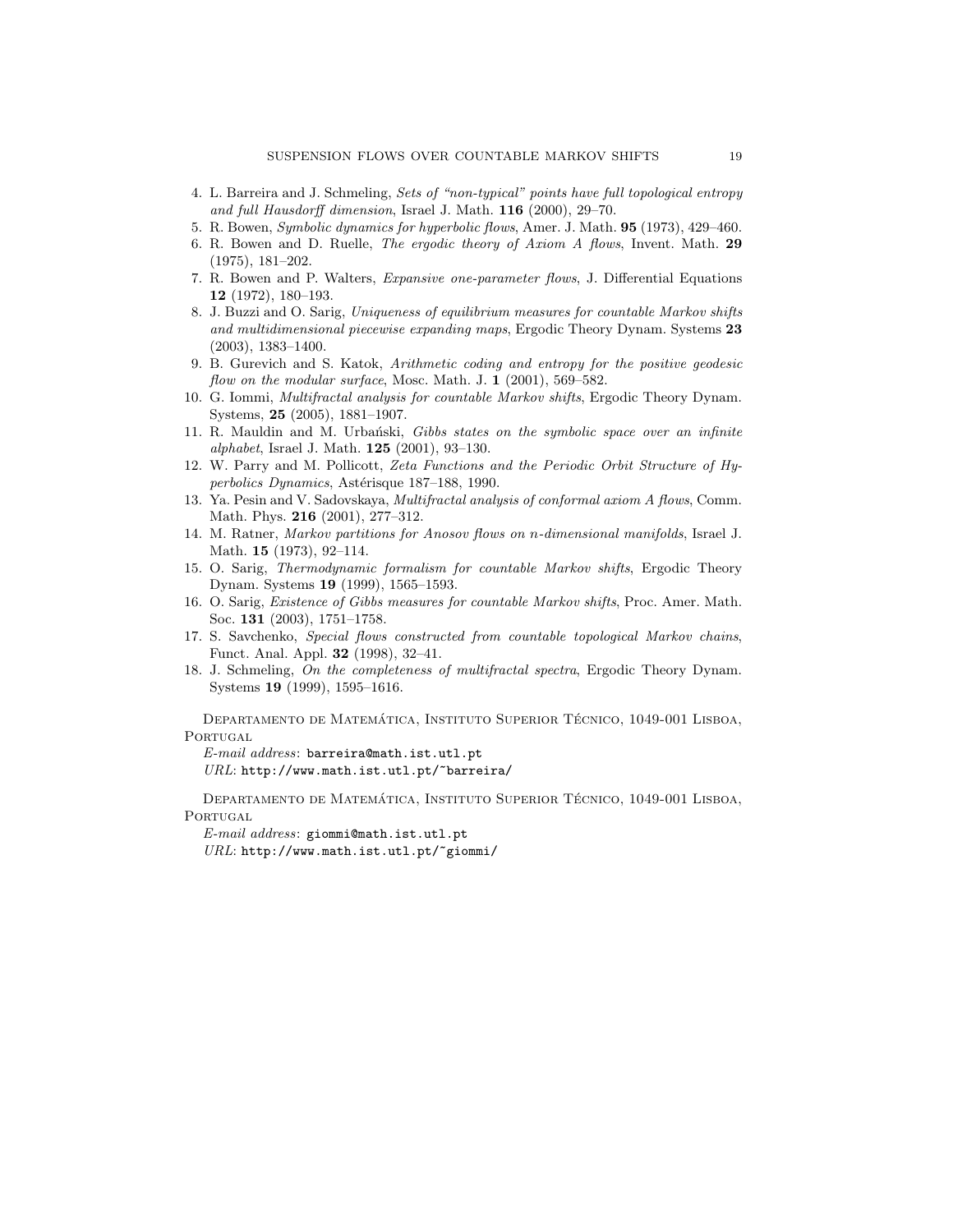4. L. Barreira and J. Schmeling, *Sets of "non-typical" points have full topological entropy and full Hausdorff dimension*, Israel J. Math. **116** (2000), 29–70.
5. R. Bowen, *Symbolic dynamics for hyperbolic flows*, Amer. J. Math. **95** (1973), 429–460.
6. R. Bowen and D. Ruelle, *The ergodic theory of Axiom A flows*, Invent. Math. **29** (1975), 181–202.
7. R. Bowen and P. Walters, *Expansive one-parameter flows*, J. Differential Equations **12** (1972), 180–193.
8. J. Buzzi and O. Sarig, *Uniqueness of equilibrium measures for countable Markov shifts and multidimensional piecewise expanding maps*, Ergodic Theory Dynam. Systems **23** (2003), 1383–1400.
9. B. Gurevich and S. Katok, *Arithmetic coding and entropy for the positive geodesic flow on the modular surface*, Mosc. Math. J. **1** (2001), 569–582.
10. G. Iommi, *Multifractal analysis for countable Markov shifts*, Ergodic Theory Dynam. Systems, **25** (2005), 1881–1907.
11. R. Mauldin and M. Urbański, *Gibbs states on the symbolic space over an infinite alphabet*, Israel J. Math. **125** (2001), 93–130.
12. W. Parry and M. Pollicott, *Zeta Functions and the Periodic Orbit Structure of Hyperbolics Dynamics*, Astérisque 187–188, 1990.
13. Ya. Pesin and V. Sadovskaya, *Multifractal analysis of conformal axiom A flows*, Comm. Math. Phys. **216** (2001), 277–312.
14. M. Ratner, *Markov partitions for Anosov flows on n-dimensional manifolds*, Israel J. Math. **15** (1973), 92–114.
15. O. Sarig, *Thermodynamic formalism for countable Markov shifts*, Ergodic Theory Dynam. Systems **19** (1999), 1565–1593.
16. O. Sarig, *Existence of Gibbs measures for countable Markov shifts*, Proc. Amer. Math. Soc. **131** (2003), 1751–1758.
17. S. Savchenko, *Special flows constructed from countable topological Markov chains*, Funct. Anal. Appl. **32** (1998), 32–41.
18. J. Schmeling, *On the completeness of multifractal spectra*, Ergodic Theory Dynam. Systems **19** (1999), 1595–1616.

Departamento de Matemática, Instituto Superior Técnico, 1049-001 Lisboa, Portugal

*E-mail address*: barreira@math.ist.utl.pt

*URL*: http://www.math.ist.utl.pt/~barreira/

Departamento de Matemática, Instituto Superior Técnico, 1049-001 Lisboa, Portugal

*E-mail address*: giommi@math.ist.utl.pt

*URL*: http://www.math.ist.utl.pt/~giommi/